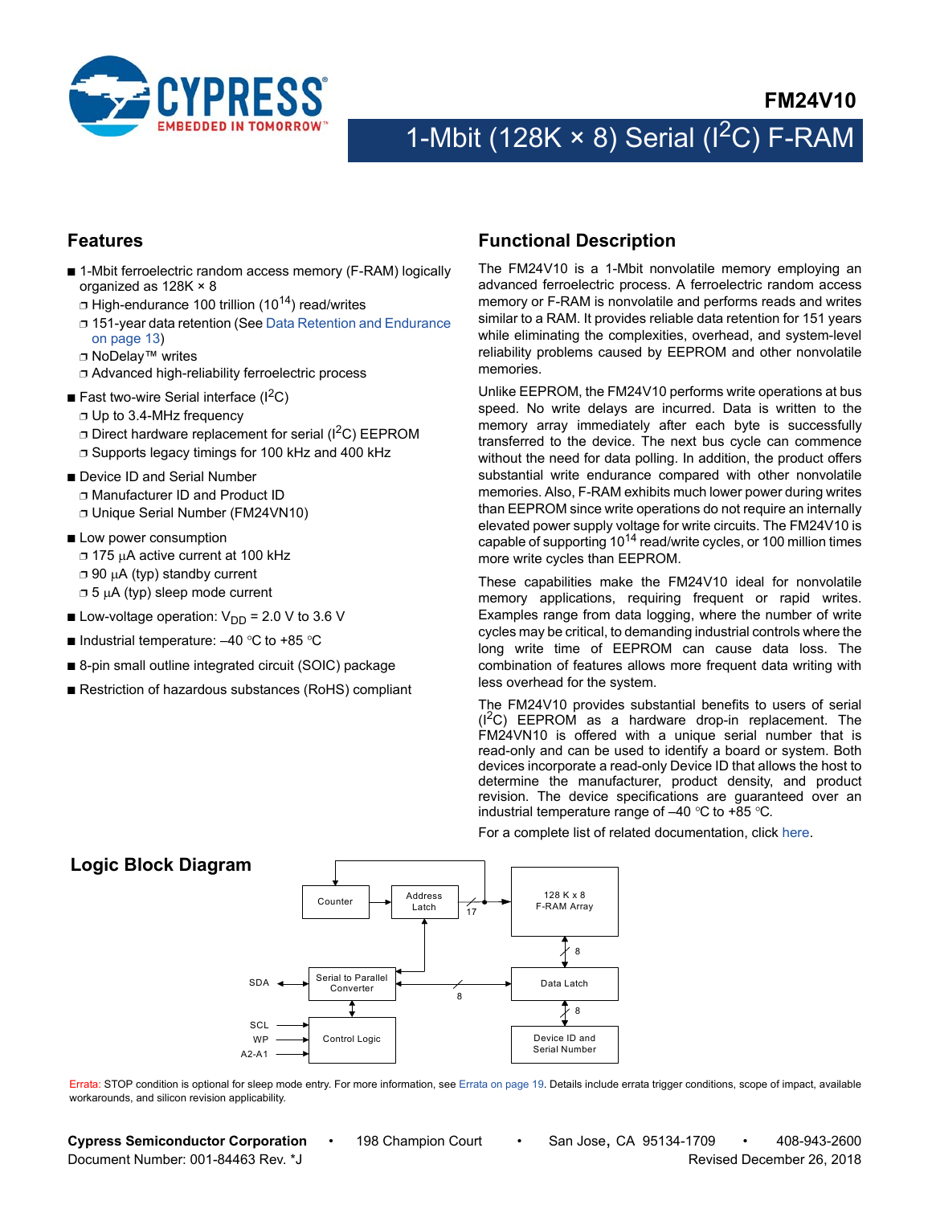# FM24V10

# 1-Mbit (128K × 8) Serial (I$^2$C) F-RAM

## Features

- 1-Mbit ferroelectric random access memory (F-RAM) logically organized as 128K × 8
  - High-endurance 100 trillion ($10^{14}$) read/writes
  - 151-year data retention (See Data Retention and Endurance on page 13)
  - NoDelay™ writes
  - Advanced high-reliability ferroelectric process
- Fast two-wire Serial interface (I$^2$C)
  - Up to 3.4-MHz frequency
  - Direct hardware replacement for serial (I$^2$C) EEPROM
  - Supports legacy timings for 100 kHz and 400 kHz
- Device ID and Serial Number
  - Manufacturer ID and Product ID
  - Unique Serial Number (FM24VN10)
- Low power consumption
  - 175 µA active current at 100 kHz
  - 90 µA (typ) standby current
  - 5 µA (typ) sleep mode current
- Low-voltage operation: $V_{DD}$ = 2.0 V to 3.6 V
- Industrial temperature: –40 °C to +85 °C
- 8-pin small outline integrated circuit (SOIC) package
- Restriction of hazardous substances (RoHS) compliant

## Functional Description

The FM24V10 is a 1-Mbit nonvolatile memory employing an advanced ferroelectric process. A ferroelectric random access memory or F-RAM is nonvolatile and performs reads and writes similar to a RAM. It provides reliable data retention for 151 years while eliminating the complexities, overhead, and system-level reliability problems caused by EEPROM and other nonvolatile memories.

Unlike EEPROM, the FM24V10 performs write operations at bus speed. No write delays are incurred. Data is written to the memory array immediately after each byte is successfully transferred to the device. The next bus cycle can commence without the need for data polling. In addition, the product offers substantial write endurance compared with other nonvolatile memories. Also, F-RAM exhibits much lower power during writes than EEPROM since write operations do not require an internally elevated power supply voltage for write circuits. The FM24V10 is capable of supporting $10^{14}$ read/write cycles, or 100 million times more write cycles than EEPROM.

These capabilities make the FM24V10 ideal for nonvolatile memory applications, requiring frequent or rapid writes. Examples range from data logging, where the number of write cycles may be critical, to demanding industrial controls where the long write time of EEPROM can cause data loss. The combination of features allows more frequent data writing with less overhead for the system.

The FM24V10 provides substantial benefits to users of serial (I$^2$C) EEPROM as a hardware drop-in replacement. The FM24VN10 is offered with a unique serial number that is read-only and can be used to identify a board or system. Both devices incorporate a read-only Device ID that allows the host to determine the manufacturer, product density, and product revision. The device specifications are guaranteed over an industrial temperature range of –40 °C to +85 °C.

For a complete list of related documentation, click here.

## Logic Block Diagram

Counter, Address Latch, 17, 128 K x 8 F-RAM Array, 8, SDA, Serial to Parallel Converter, 8, Data Latch, 8, SCL, WP, A2-A1, Control Logic, Device ID and Serial Number

Errata: STOP condition is optional for sleep mode entry. For more information, see Errata on page 19. Details include errata trigger conditions, scope of impact, available workarounds, and silicon revision applicability.

**Cypress Semiconductor Corporation** • 198 Champion Court • San Jose, CA 95134-1709 • 408-943-2600
Document Number: 001-84463 Rev. *J Revised December 26, 2018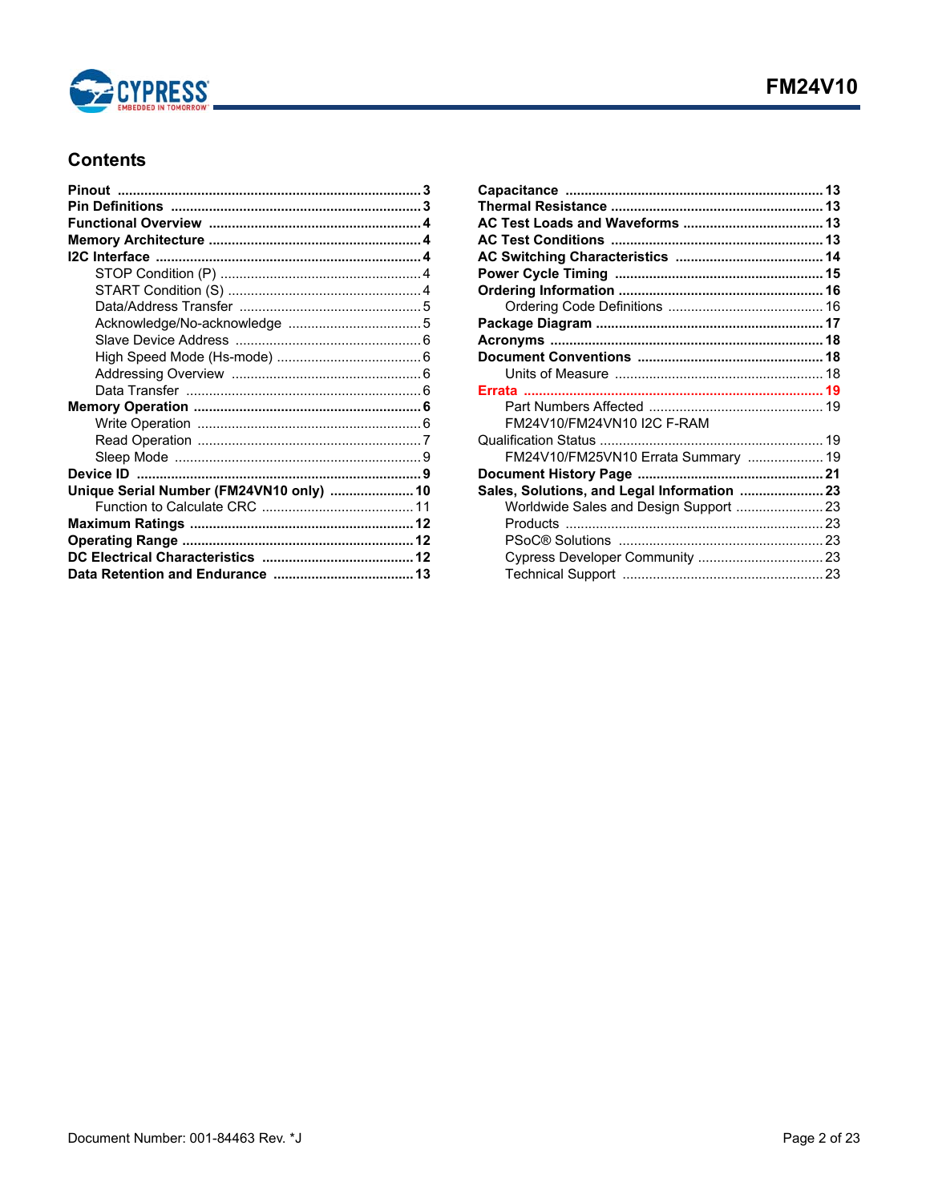## Contents

- **Pinout** .... 3
- **Pin Definitions** .... 3
- **Functional Overview** .... 4
- **Memory Architecture** .... 4
- **I2C Interface** .... 4
  - STOP Condition (P) .... 4
  - START Condition (S) .... 4
  - Data/Address Transfer .... 5
  - Acknowledge/No-acknowledge .... 5
  - Slave Device Address .... 6
  - High Speed Mode (Hs-mode) .... 6
  - Addressing Overview .... 6
  - Data Transfer .... 6
- **Memory Operation** .... 6
  - Write Operation .... 6
  - Read Operation .... 7
  - Sleep Mode .... 9
- **Device ID** .... 9
- **Unique Serial Number (FM24VN10 only)** .... 10
  - Function to Calculate CRC .... 11
- **Maximum Ratings** .... 12
- **Operating Range** .... 12
- **DC Electrical Characteristics** .... 12
- **Data Retention and Endurance** .... 13
- **Capacitance** .... 13
- **Thermal Resistance** .... 13
- **AC Test Loads and Waveforms** .... 13
- **AC Test Conditions** .... 13
- **AC Switching Characteristics** .... 14
- **Power Cycle Timing** .... 15
- **Ordering Information** .... 16
  - Ordering Code Definitions .... 16
- **Package Diagram** .... 17
- **Acronyms** .... 18
- **Document Conventions** .... 18
  - Units of Measure .... 18
- **Errata** .... 19
  - Part Numbers Affected .... 19
  - FM24V10/FM24VN10 I2C F-RAM Qualification Status .... 19
  - FM24V10/FM25VN10 Errata Summary .... 19
- **Document History Page** .... 21
- **Sales, Solutions, and Legal Information** .... 23
  - Worldwide Sales and Design Support .... 23
  - Products .... 23
  - PSoC® Solutions .... 23
  - Cypress Developer Community .... 23
  - Technical Support .... 23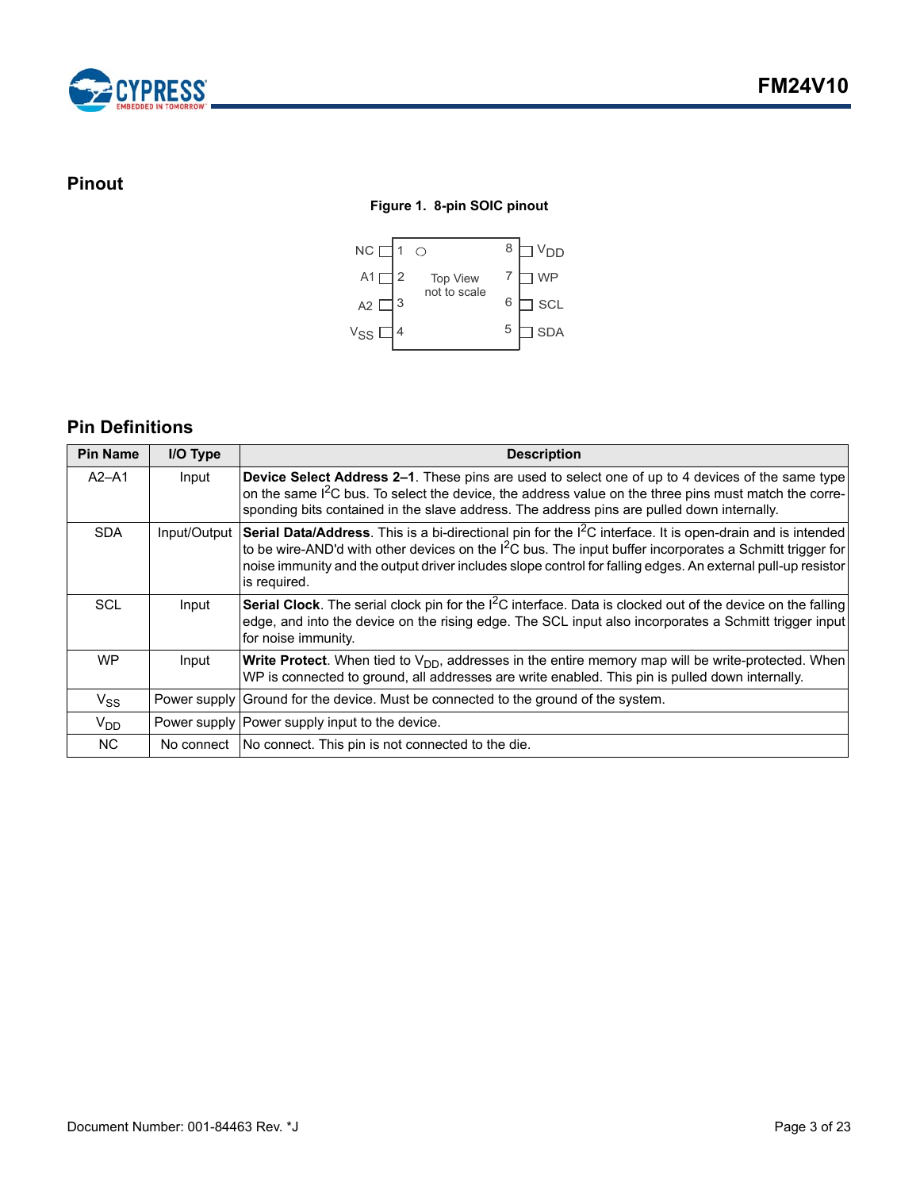## Pinout

**Figure 1. 8-pin SOIC pinout**

| Pin | Name | Pin | Name |
|---|---|---|---|
| 1 | NC | 8 | $V_{DD}$ |
| 2 | A1 | 7 | WP |
| 3 | A2 | 6 | SCL |
| 4 | $V_{SS}$ | 5 | SDA |

Top View not to scale

## Pin Definitions

| Pin Name | I/O Type | Description |
|---|---|---|
| A2–A1 | Input | **Device Select Address 2–1**. These pins are used to select one of up to 4 devices of the same type on the same $I^2C$ bus. To select the device, the address value on the three pins must match the corresponding bits contained in the slave address. The address pins are pulled down internally. |
| SDA | Input/Output | **Serial Data/Address**. This is a bi-directional pin for the $I^2C$ interface. It is open-drain and is intended to be wire-AND'd with other devices on the $I^2C$ bus. The input buffer incorporates a Schmitt trigger for noise immunity and the output driver includes slope control for falling edges. An external pull-up resistor is required. |
| SCL | Input | **Serial Clock**. The serial clock pin for the $I^2C$ interface. Data is clocked out of the device on the falling edge, and into the device on the rising edge. The SCL input also incorporates a Schmitt trigger input for noise immunity. |
| WP | Input | **Write Protect**. When tied to $V_{DD}$, addresses in the entire memory map will be write-protected. When WP is connected to ground, all addresses are write enabled. This pin is pulled down internally. |
| $V_{SS}$ | Power supply | Ground for the device. Must be connected to the ground of the system. |
| $V_{DD}$ | Power supply | Power supply input to the device. |
| NC | No connect | No connect. This pin is not connected to the die. |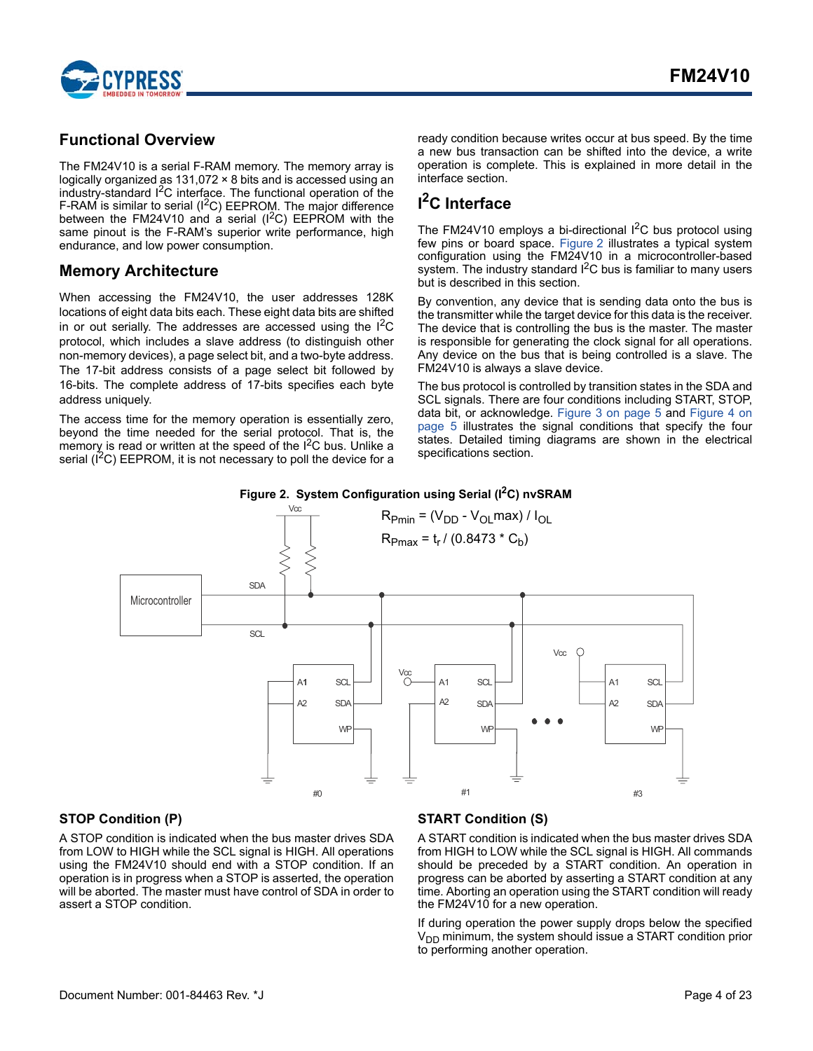## Functional Overview

The FM24V10 is a serial F-RAM memory. The memory array is logically organized as 131,072 × 8 bits and is accessed using an industry-standard $I^2C$ interface. The functional operation of the F-RAM is similar to serial ($I^2C$) EEPROM. The major difference between the FM24V10 and a serial ($I^2C$) EEPROM with the same pinout is the F-RAM's superior write performance, high endurance, and low power consumption.

## Memory Architecture

When accessing the FM24V10, the user addresses 128K locations of eight data bits each. These eight data bits are shifted in or out serially. The addresses are accessed using the $I^2C$ protocol, which includes a slave address (to distinguish other non-memory devices), a page select bit, and a two-byte address. The 17-bit address consists of a page select bit followed by 16-bits. The complete address of 17-bits specifies each byte address uniquely.

The access time for the memory operation is essentially zero, beyond the time needed for the serial protocol. That is, the memory is read or written at the speed of the $I^2C$ bus. Unlike a serial ($I^2C$) EEPROM, it is not necessary to poll the device for a ready condition because writes occur at bus speed. By the time a new bus transaction can be shifted into the device, a write operation is complete. This is explained in more detail in the interface section.

## $I^2C$ Interface

The FM24V10 employs a bi-directional $I^2C$ bus protocol using few pins or board space. Figure 2 illustrates a typical system configuration using the FM24V10 in a microcontroller-based system. The industry standard $I^2C$ bus is familiar to many users but is described in this section.

By convention, any device that is sending data onto the bus is the transmitter while the target device for this data is the receiver. The device that is controlling the bus is the master. The master is responsible for generating the clock signal for all operations. Any device on the bus that is being controlled is a slave. The FM24V10 is always a slave device.

The bus protocol is controlled by transition states in the SDA and SCL signals. There are four conditions including START, STOP, data bit, or acknowledge. Figure 3 on page 5 and Figure 4 on page 5 illustrates the signal conditions that specify the four states. Detailed timing diagrams are shown in the electrical specifications section.

**Figure 2. System Configuration using Serial ($I^2C$) nvSRAM**

$$R_{Pmin} = (V_{DD} - V_{OL}max) / I_{OL}$$

$$R_{Pmax} = t_r / (0.8473 * C_b)$$

### STOP Condition (P)

A STOP condition is indicated when the bus master drives SDA from LOW to HIGH while the SCL signal is HIGH. All operations using the FM24V10 should end with a STOP condition. If an operation is in progress when a STOP is asserted, the operation will be aborted. The master must have control of SDA in order to assert a STOP condition.

### START Condition (S)

A START condition is indicated when the bus master drives SDA from HIGH to LOW while the SCL signal is HIGH. All commands should be preceded by a START condition. An operation in progress can be aborted by asserting a START condition at any time. Aborting an operation using the START condition will ready the FM24V10 for a new operation.

If during operation the power supply drops below the specified $V_{DD}$ minimum, the system should issue a START condition prior to performing another operation.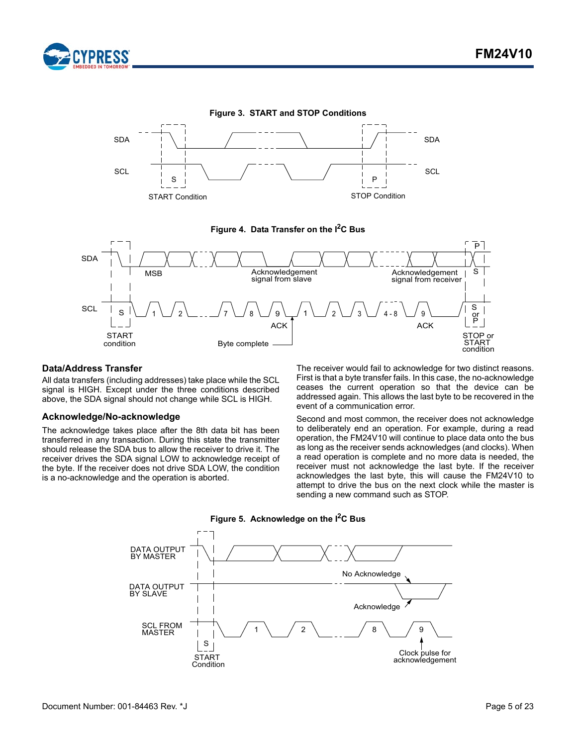**Figure 3. START and STOP Conditions**

**Figure 4. Data Transfer on the $I^2C$ Bus**

**Figure 5. Acknowledge on the $I^2C$ Bus**

### Data/Address Transfer

All data transfers (including addresses) take place while the SCL signal is HIGH. Except under the three conditions described above, the SDA signal should not change while SCL is HIGH.

### Acknowledge/No-acknowledge

The acknowledge takes place after the 8th data bit has been transferred in any transaction. During this state the transmitter should release the SDA bus to allow the receiver to drive it. The receiver drives the SDA signal LOW to acknowledge receipt of the byte. If the receiver does not drive SDA LOW, the condition is a no-acknowledge and the operation is aborted.

The receiver would fail to acknowledge for two distinct reasons. First is that a byte transfer fails. In this case, the no-acknowledge ceases the current operation so that the device can be addressed again. This allows the last byte to be recovered in the event of a communication error.

Second and most common, the receiver does not acknowledge to deliberately end an operation. For example, during a read operation, the FM24V10 will continue to place data onto the bus as long as the receiver sends acknowledges (and clocks). When a read operation is complete and no more data is needed, the receiver must not acknowledge the last byte. If the receiver acknowledges the last byte, this will cause the FM24V10 to attempt to drive the bus on the next clock while the master is sending a new command such as STOP.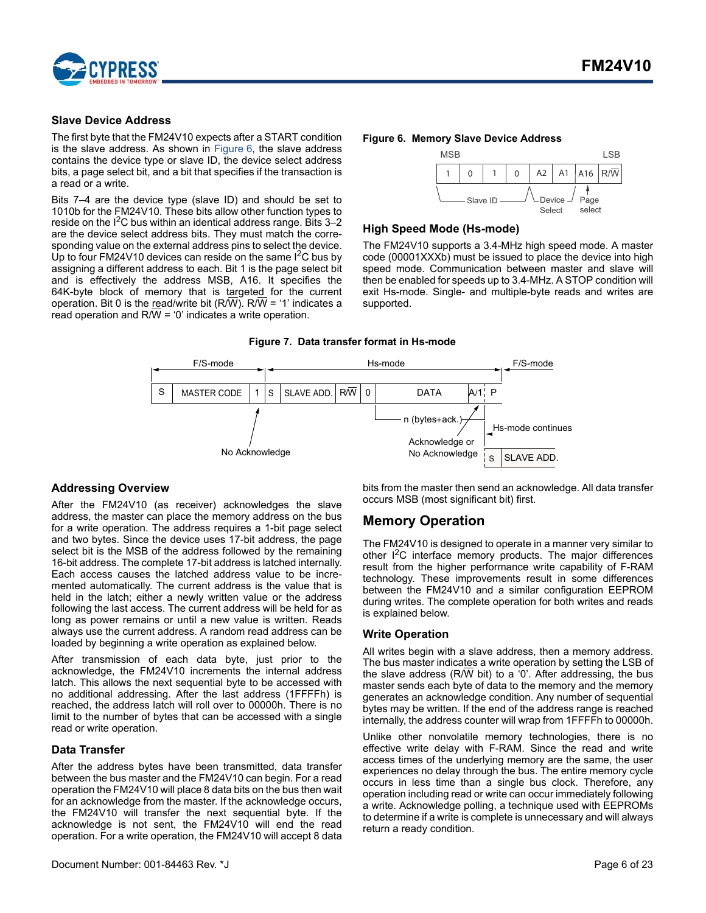### Slave Device Address

The first byte that the FM24V10 expects after a START condition is the slave address. As shown in Figure 6, the slave address contains the device type or slave ID, the device select address bits, a page select bit, and a bit that specifies if the transaction is a read or a write.

Bits 7–4 are the device type (slave ID) and should be set to 1010b for the FM24V10. These bits allow other function types to reside on the I$^2$C bus within an identical address range. Bits 3–2 are the device select address bits. They must match the corresponding value on the external address pins to select the device. Up to four FM24V10 devices can reside on the same I$^2$C bus by assigning a different address to each. Bit 1 is the page select bit and is effectively the address MSB, A16. It specifies the 64K-byte block of memory that is targeted for the current operation. Bit 0 is the read/write bit (R/$\overline{W}$). R/$\overline{W}$ = '1' indicates a read operation and R/$\overline{W}$ = '0' indicates a write operation.

**Figure 6. Memory Slave Device Address**

| MSB | | | | | | | LSB |
|---|---|---|---|---|---|---|---|
| 1 | 0 | 1 | 0 | A2 | A1 | A16 | R/$\overline{W}$ |
| Slave ID | | | | Device Select | | Page select | |

### High Speed Mode (Hs-mode)

The FM24V10 supports a 3.4-MHz high speed mode. A master code (00001XXXb) must be issued to place the device into high speed mode. Communication between master and slave will then be enabled for speeds up to 3.4-MHz. A STOP condition will exit Hs-mode. Single- and multiple-byte reads and writes are supported.

**Figure 7. Data transfer format in Hs-mode**

| F/S-mode | | | Hs-mode | | | | | | F/S-mode |
|---|---|---|---|---|---|---|---|---|---|
| S | MASTER CODE | 1 | S | SLAVE ADD. | R/$\overline{W}$ | 0 | DATA | A/1 | P |

No Acknowledge (after MASTER CODE); n (bytes+ack.); Acknowledge or No Acknowledge (A/1); Hs-mode continues: S | SLAVE ADD.

### Addressing Overview

After the FM24V10 (as receiver) acknowledges the slave address, the master can place the memory address on the bus for a write operation. The address requires a 1-bit page select and two bytes. Since the device uses 17-bit address, the page select bit is the MSB of the address followed by the remaining 16-bit address. The complete 17-bit address is latched internally. Each access causes the latched address value to be incremented automatically. The current address is the value that is held in the latch; either a newly written value or the address following the last access. The current address will be held for as long as power remains or until a new value is written. Reads always use the current address. A random read address can be loaded by beginning a write operation as explained below.

After transmission of each data byte, just prior to the acknowledge, the FM24V10 increments the internal address latch. This allows the next sequential byte to be accessed with no additional addressing. After the last address (1FFFFh) is reached, the address latch will roll over to 00000h. There is no limit to the number of bytes that can be accessed with a single read or write operation.

### Data Transfer

After the address bytes have been transmitted, data transfer between the bus master and the FM24V10 can begin. For a read operation the FM24V10 will place 8 data bits on the bus then wait for an acknowledge from the master. If the acknowledge occurs, the FM24V10 will transfer the next sequential byte. If the acknowledge is not sent, the FM24V10 will end the read operation. For a write operation, the FM24V10 will accept 8 data bits from the master then send an acknowledge. All data transfer occurs MSB (most significant bit) first.

## Memory Operation

The FM24V10 is designed to operate in a manner very similar to other I$^2$C interface memory products. The major differences result from the higher performance write capability of F-RAM technology. These improvements result in some differences between the FM24V10 and a similar configuration EEPROM during writes. The complete operation for both writes and reads is explained below.

### Write Operation

All writes begin with a slave address, then a memory address. The bus master indicates a write operation by setting the LSB of the slave address (R/$\overline{W}$ bit) to a '0'. After addressing, the bus master sends each byte of data to the memory and the memory generates an acknowledge condition. Any number of sequential bytes may be written. If the end of the address range is reached internally, the address counter will wrap from 1FFFFh to 00000h.

Unlike other nonvolatile memory technologies, there is no effective write delay with F-RAM. Since the read and write access times of the underlying memory are the same, the user experiences no delay through the bus. The entire memory cycle occurs in less time than a single bus clock. Therefore, any operation including read or write can occur immediately following a write. Acknowledge polling, a technique used with EEPROMs to determine if a write is complete is unnecessary and will always return a ready condition.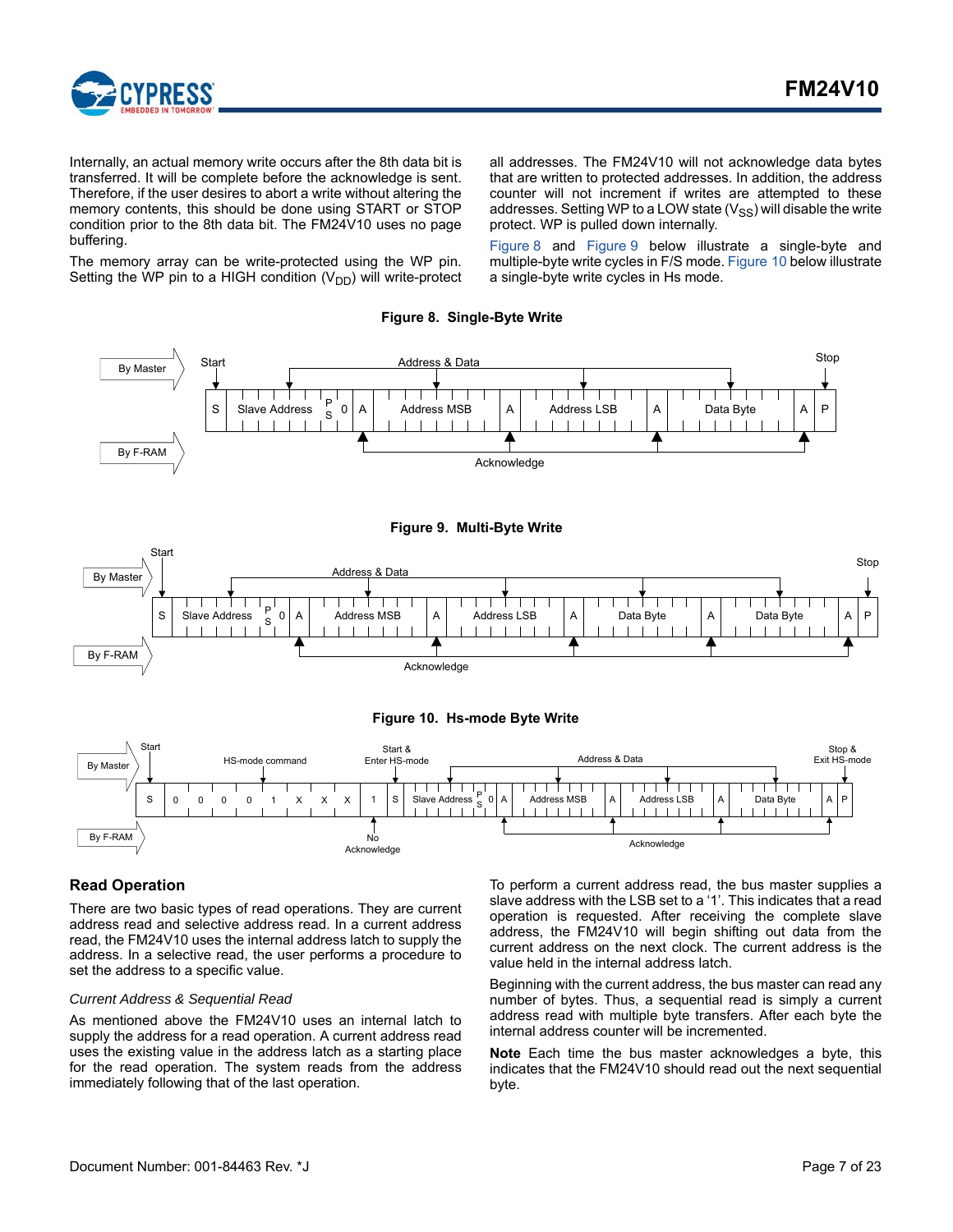Internally, an actual memory write occurs after the 8th data bit is transferred. It will be complete before the acknowledge is sent. Therefore, if the user desires to abort a write without altering the memory contents, this should be done using START or STOP condition prior to the 8th data bit. The FM24V10 uses no page buffering.

The memory array can be write-protected using the WP pin. Setting the WP pin to a HIGH condition ($V_{DD}$) will write-protect all addresses. The FM24V10 will not acknowledge data bytes that are written to protected addresses. In addition, the address counter will not increment if writes are attempted to these addresses. Setting WP to a LOW state ($V_{SS}$) will disable the write protect. WP is pulled down internally.

Figure 8 and Figure 9 below illustrate a single-byte and multiple-byte write cycles in F/S mode. Figure 10 below illustrate a single-byte write cycles in Hs mode.

**Figure 8. Single-Byte Write**

**Figure 9. Multi-Byte Write**

**Figure 10. Hs-mode Byte Write**

## Read Operation

There are two basic types of read operations. They are current address read and selective address read. In a current address read, the FM24V10 uses the internal address latch to supply the address. In a selective read, the user performs a procedure to set the address to a specific value.

### *Current Address & Sequential Read*

As mentioned above the FM24V10 uses an internal latch to supply the address for a read operation. A current address read uses the existing value in the address latch as a starting place for the read operation. The system reads from the address immediately following that of the last operation.

To perform a current address read, the bus master supplies a slave address with the LSB set to a '1'. This indicates that a read operation is requested. After receiving the complete slave address, the FM24V10 will begin shifting out data from the current address on the next clock. The current address is the value held in the internal address latch.

Beginning with the current address, the bus master can read any number of bytes. Thus, a sequential read is simply a current address read with multiple byte transfers. After each byte the internal address counter will be incremented.

**Note** Each time the bus master acknowledges a byte, this indicates that the FM24V10 should read out the next sequential byte.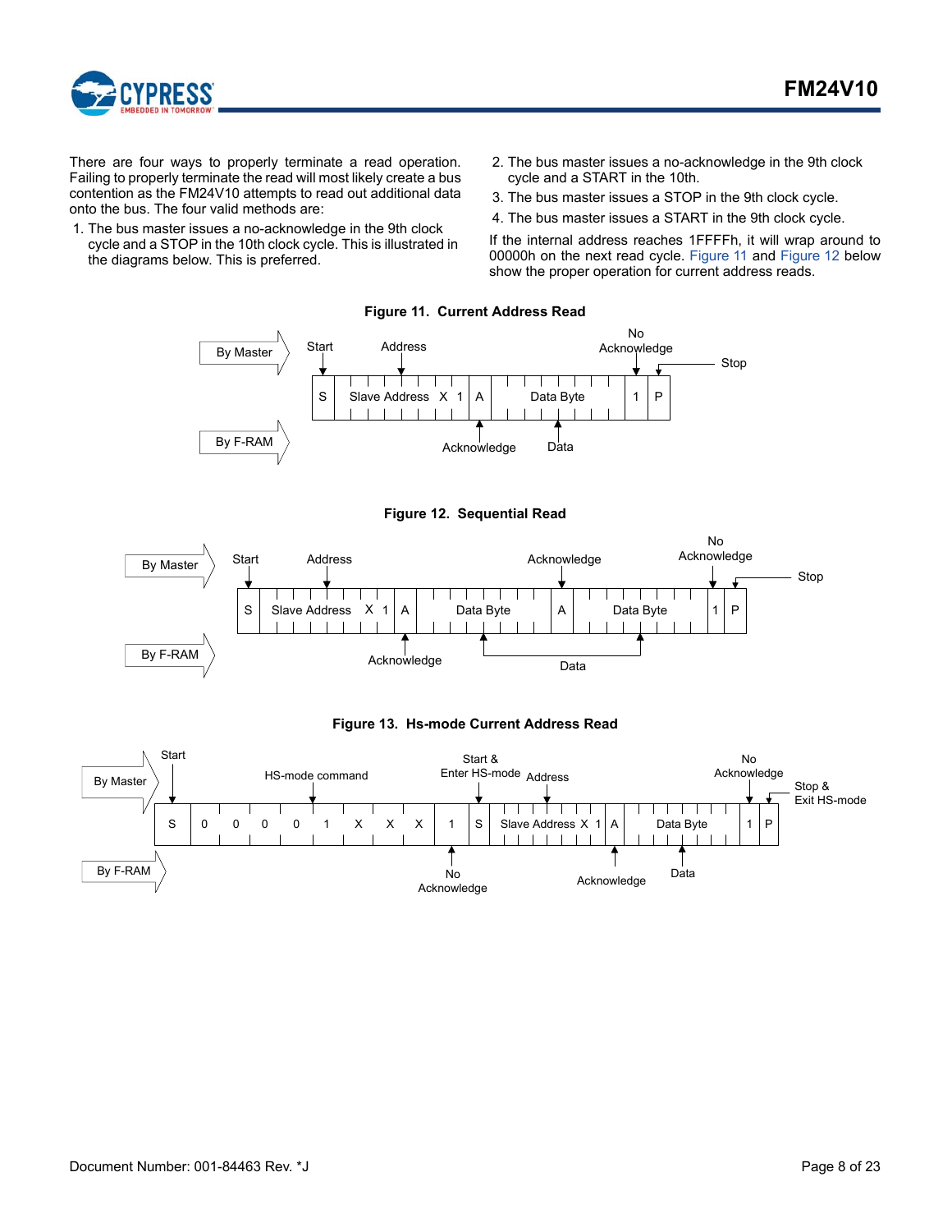There are four ways to properly terminate a read operation. Failing to properly terminate the read will most likely create a bus contention as the FM24V10 attempts to read out additional data onto the bus. The four valid methods are:

1. The bus master issues a no-acknowledge in the 9th clock cycle and a STOP in the 10th clock cycle. This is illustrated in the diagrams below. This is preferred.
2. The bus master issues a no-acknowledge in the 9th clock cycle and a START in the 10th.
3. The bus master issues a STOP in the 9th clock cycle.
4. The bus master issues a START in the 9th clock cycle.

If the internal address reaches 1FFFFh, it will wrap around to 00000h on the next read cycle. Figure 11 and Figure 12 below show the proper operation for current address reads.

**Figure 11. Current Address Read**

**Figure 12. Sequential Read**

**Figure 13. Hs-mode Current Address Read**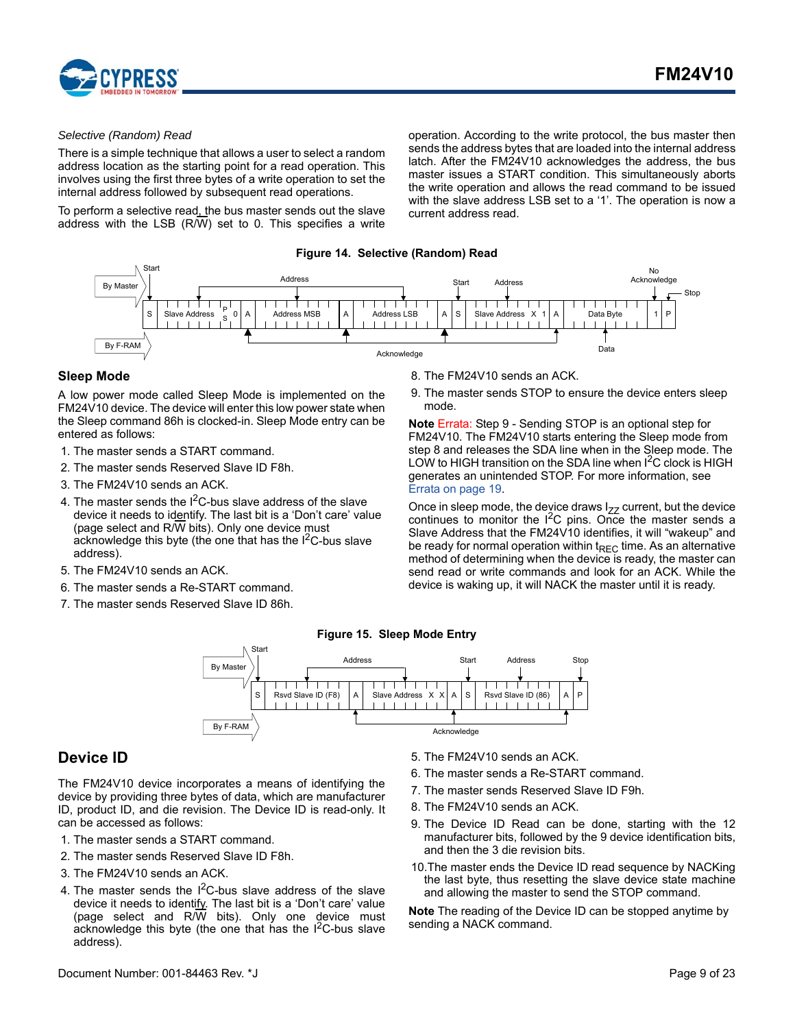*Selective (Random) Read*

There is a simple technique that allows a user to select a random address location as the starting point for a read operation. This involves using the first three bytes of a write operation to set the internal address followed by subsequent read operations.

To perform a selective read, the bus master sends out the slave address with the LSB (R/W) set to 0. This specifies a write operation. According to the write protocol, the bus master then sends the address bytes that are loaded into the internal address latch. After the FM24V10 acknowledges the address, the bus master issues a START condition. This simultaneously aborts the write operation and allows the read command to be issued with the slave address LSB set to a '1'. The operation is now a current address read.

**Figure 14. Selective (Random) Read**

## Sleep Mode

A low power mode called Sleep Mode is implemented on the FM24V10 device. The device will enter this low power state when the Sleep command 86h is clocked-in. Sleep Mode entry can be entered as follows:

1. The master sends a START command.
2. The master sends Reserved Slave ID F8h.
3. The FM24V10 sends an ACK.
4. The master sends the I$^2$C-bus slave address of the slave device it needs to identify. The last bit is a 'Don't care' value (page select and R/W bits). Only one device must acknowledge this byte (the one that has the I$^2$C-bus slave address).
5. The FM24V10 sends an ACK.
6. The master sends a Re-START command.
7. The master sends Reserved Slave ID 86h.
8. The FM24V10 sends an ACK.
9. The master sends STOP to ensure the device enters sleep mode.

**Note** Errata: Step 9 - Sending STOP is an optional step for FM24V10. The FM24V10 starts entering the Sleep mode from step 8 and releases the SDA line when in the Sleep mode. The LOW to HIGH transition on the SDA line when I$^2$C clock is HIGH generates an unintended STOP. For more information, see Errata on page 19.

Once in sleep mode, the device draws $I_{ZZ}$ current, but the device continues to monitor the I$^2$C pins. Once the master sends a Slave Address that the FM24V10 identifies, it will "wakeup" and be ready for normal operation within $t_{REC}$ time. As an alternative method of determining when the device is ready, the master can send read or write commands and look for an ACK. While the device is waking up, it will NACK the master until it is ready.

**Figure 15. Sleep Mode Entry**

## Device ID

The FM24V10 device incorporates a means of identifying the device by providing three bytes of data, which are manufacturer ID, product ID, and die revision. The Device ID is read-only. It can be accessed as follows:

1. The master sends a START command.
2. The master sends Reserved Slave ID F8h.
3. The FM24V10 sends an ACK.
4. The master sends the I$^2$C-bus slave address of the slave device it needs to identify. The last bit is a 'Don't care' value (page select and R/W bits). Only one device must acknowledge this byte (the one that has the I$^2$C-bus slave address).
5. The FM24V10 sends an ACK.
6. The master sends a Re-START command.
7. The master sends Reserved Slave ID F9h.
8. The FM24V10 sends an ACK.
9. The Device ID Read can be done, starting with the 12 manufacturer bits, followed by the 9 device identification bits, and then the 3 die revision bits.
10. The master ends the Device ID read sequence by NACKing the last byte, thus resetting the slave device state machine and allowing the master to send the STOP command.

**Note** The reading of the Device ID can be stopped anytime by sending a NACK command.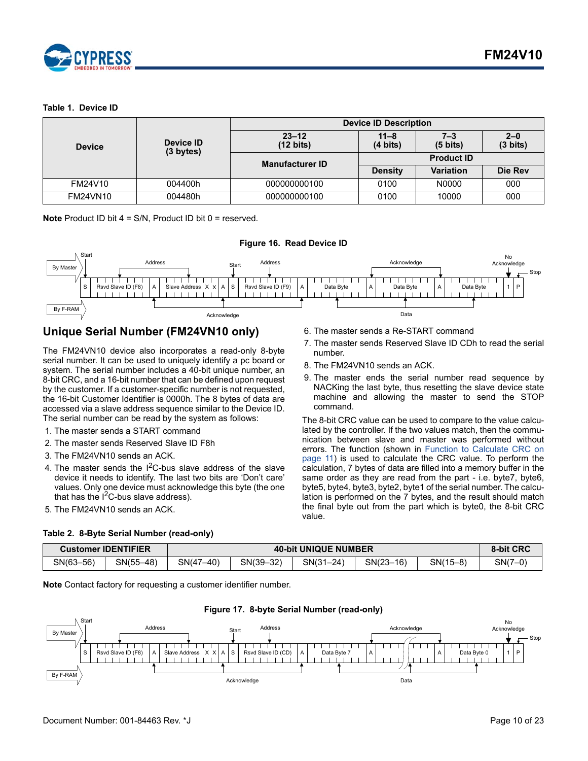**Table 1. Device ID**

| Device | Device ID (3 bytes) | Device ID Description | | | |
|---|---|---|---|---|---|
| | | 23–12 (12 bits) | 11–8 (4 bits) | 7–3 (5 bits) | 2–0 (3 bits) |
| | | Manufacturer ID | Product ID | | |
| | | | Density | Variation | Die Rev |
| FM24V10 | 004400h | 000000000100 | 0100 | N0000 | 000 |
| FM24VN10 | 004480h | 000000000100 | 0100 | 10000 | 000 |

**Note** Product ID bit 4 = S/N, Product ID bit 0 = reserved.

**Figure 16. Read Device ID**

## Unique Serial Number (FM24VN10 only)

The FM24VN10 device also incorporates a read-only 8-byte serial number. It can be used to uniquely identify a pc board or system. The serial number includes a 40-bit unique number, an 8-bit CRC, and a 16-bit number that can be defined upon request by the customer. If a customer-specific number is not requested, the 16-bit Customer Identifier is 0000h. The 8 bytes of data are accessed via a slave address sequence similar to the Device ID. The serial number can be read by the system as follows:

1. The master sends a START command
2. The master sends Reserved Slave ID F8h
3. The FM24VN10 sends an ACK.
4. The master sends the I$^2$C-bus slave address of the slave device it needs to identify. The last two bits are 'Don't care' values. Only one device must acknowledge this byte (the one that has the I$^2$C-bus slave address).
5. The FM24VN10 sends an ACK.
6. The master sends a Re-START command
7. The master sends Reserved Slave ID CDh to read the serial number.
8. The FM24VN10 sends an ACK.
9. The master ends the serial number read sequence by NACKing the last byte, thus resetting the slave device state machine and allowing the master to send the STOP command.

The 8-bit CRC value can be used to compare to the value calculated by the controller. If the two values match, then the communication between slave and master was performed without errors. The function (shown in Function to Calculate CRC on page 11) is used to calculate the CRC value. To perform the calculation, 7 bytes of data are filled into a memory buffer in the same order as they are read from the part - i.e. byte7, byte6, byte5, byte4, byte3, byte2, byte1 of the serial number. The calculation is performed on the 7 bytes, and the result should match the final byte out from the part which is byte0, the 8-bit CRC value.

**Table 2. 8-Byte Serial Number (read-only)**

| Customer IDENTIFIER | | 40-bit UNIQUE NUMBER | | | | | 8-bit CRC |
|---|---|---|---|---|---|---|---|
| SN(63–56) | SN(55–48) | SN(47–40) | SN(39–32) | SN(31–24) | SN(23–16) | SN(15–8) | SN(7–0) |

**Note** Contact factory for requesting a customer identifier number.

**Figure 17. 8-byte Serial Number (read-only)**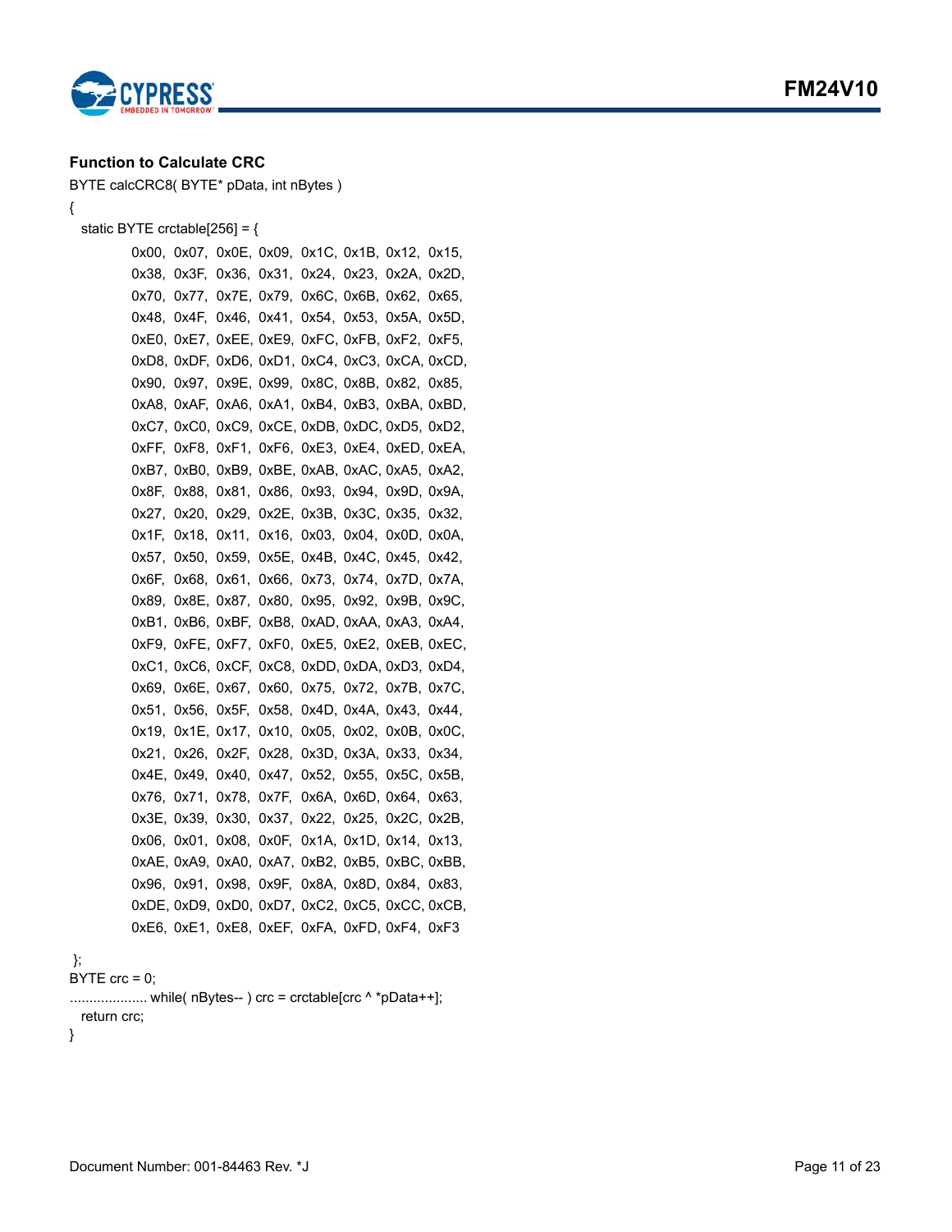### Function to Calculate CRC

```
BYTE calcCRC8( BYTE* pData, int nBytes )
{
  static BYTE crctable[256] = {
        0x00, 0x07, 0x0E, 0x09, 0x1C, 0x1B, 0x12, 0x15,
        0x38, 0x3F, 0x36, 0x31, 0x24, 0x23, 0x2A, 0x2D,
        0x70, 0x77, 0x7E, 0x79, 0x6C, 0x6B, 0x62, 0x65,
        0x48, 0x4F, 0x46, 0x41, 0x54, 0x53, 0x5A, 0x5D,
        0xE0, 0xE7, 0xEE, 0xE9, 0xFC, 0xFB, 0xF2, 0xF5,
        0xD8, 0xDF, 0xD6, 0xD1, 0xC4, 0xC3, 0xCA, 0xCD,
        0x90, 0x97, 0x9E, 0x99, 0x8C, 0x8B, 0x82, 0x85,
        0xA8, 0xAF, 0xA6, 0xA1, 0xB4, 0xB3, 0xBA, 0xBD,
        0xC7, 0xC0, 0xC9, 0xCE, 0xDB, 0xDC, 0xD5, 0xD2,
        0xFF, 0xF8, 0xF1, 0xF6, 0xE3, 0xE4, 0xED, 0xEA,
        0xB7, 0xB0, 0xB9, 0xBE, 0xAB, 0xAC, 0xA5, 0xA2,
        0x8F, 0x88, 0x81, 0x86, 0x93, 0x94, 0x9D, 0x9A,
        0x27, 0x20, 0x29, 0x2E, 0x3B, 0x3C, 0x35, 0x32,
        0x1F, 0x18, 0x11, 0x16, 0x03, 0x04, 0x0D, 0x0A,
        0x57, 0x50, 0x59, 0x5E, 0x4B, 0x4C, 0x45, 0x42,
        0x6F, 0x68, 0x61, 0x66, 0x73, 0x74, 0x7D, 0x7A,
        0x89, 0x8E, 0x87, 0x80, 0x95, 0x92, 0x9B, 0x9C,
        0xB1, 0xB6, 0xBF, 0xB8, 0xAD, 0xAA, 0xA3, 0xA4,
        0xF9, 0xFE, 0xF7, 0xF0, 0xE5, 0xE2, 0xEB, 0xEC,
        0xC1, 0xC6, 0xCF, 0xC8, 0xDD, 0xDA, 0xD3, 0xD4,
        0x69, 0x6E, 0x67, 0x60, 0x75, 0x72, 0x7B, 0x7C,
        0x51, 0x56, 0x5F, 0x58, 0x4D, 0x4A, 0x43, 0x44,
        0x19, 0x1E, 0x17, 0x10, 0x05, 0x02, 0x0B, 0x0C,
        0x21, 0x26, 0x2F, 0x28, 0x3D, 0x3A, 0x33, 0x34,
        0x4E, 0x49, 0x40, 0x47, 0x52, 0x55, 0x5C, 0x5B,
        0x76, 0x71, 0x78, 0x7F, 0x6A, 0x6D, 0x64, 0x63,
        0x3E, 0x39, 0x30, 0x37, 0x22, 0x25, 0x2C, 0x2B,
        0x06, 0x01, 0x08, 0x0F, 0x1A, 0x1D, 0x14, 0x13,
        0xAE, 0xA9, 0xA0, 0xA7, 0xB2, 0xB5, 0xBC, 0xBB,
        0x96, 0x91, 0x98, 0x9F, 0x8A, 0x8D, 0x84, 0x83,
        0xDE, 0xD9, 0xD0, 0xD7, 0xC2, 0xC5, 0xCC, 0xCB,
        0xE6, 0xE1, 0xE8, 0xEF, 0xFA, 0xFD, 0xF4, 0xF3
 };
BYTE crc = 0;
.................... while( nBytes-- ) crc = crctable[crc ^ *pData++];
  return crc;
}
```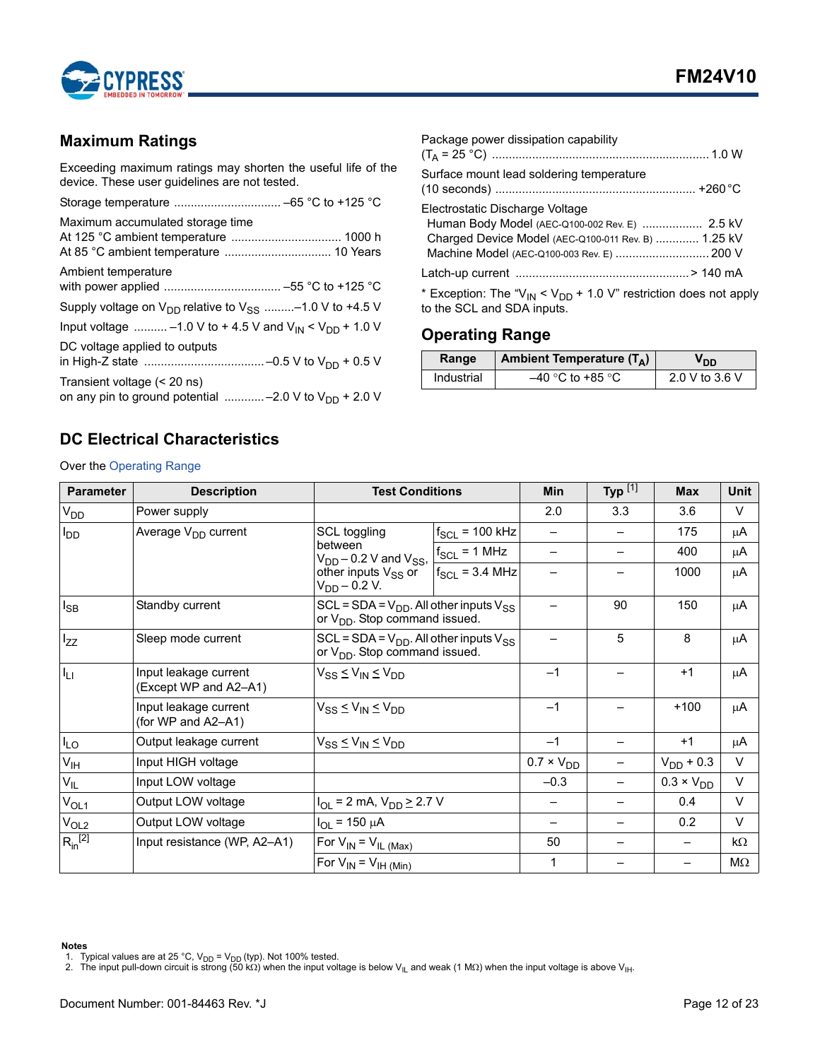## Maximum Ratings

Exceeding maximum ratings may shorten the useful life of the device. These user guidelines are not tested.

Storage temperature ................................ –65 °C to +125 °C

Maximum accumulated storage time
At 125 °C ambient temperature ................................ 1000 h
At 85 °C ambient temperature ................................ 10 Years

Ambient temperature
with power applied .................................. –55 °C to +125 °C

Supply voltage on $V_{DD}$ relative to $V_{SS}$ .........–1.0 V to +4.5 V

Input voltage .......... –1.0 V to + 4.5 V and $V_{IN}$ < $V_{DD}$ + 1.0 V

DC voltage applied to outputs
in High-Z state .................................... –0.5 V to $V_{DD}$ + 0.5 V

Transient voltage (< 20 ns)
on any pin to ground potential ........... –2.0 V to $V_{DD}$ + 2.0 V

Package power dissipation capability
($T_A$ = 25 °C) ................................................................. 1.0 W

Surface mount lead soldering temperature
(10 seconds) ........................................................... +260 °C

Electrostatic Discharge Voltage
Human Body Model (AEC-Q100-002 Rev. E) .................. 2.5 kV
Charged Device Model (AEC-Q100-011 Rev. B) ............. 1.25 kV
Machine Model (AEC-Q100-003 Rev. E) ........................... 200 V

Latch-up current .................................................... > 140 mA

* Exception: The "$V_{IN}$ < $V_{DD}$ + 1.0 V" restriction does not apply to the SCL and SDA inputs.

## Operating Range

| Range | Ambient Temperature ($T_A$) | $V_{DD}$ |
|---|---|---|
| Industrial | –40 °C to +85 °C | 2.0 V to 3.6 V |

## DC Electrical Characteristics

Over the Operating Range

| Parameter | Description | Test Conditions | | Min | Typ [1] | Max | Unit |
|---|---|---|---|---|---|---|---|
| $V_{DD}$ | Power supply | | | 2.0 | 3.3 | 3.6 | V |
| $I_{DD}$ | Average $V_{DD}$ current | SCL toggling between $V_{DD}$ – 0.2 V and $V_{SS}$, other inputs $V_{SS}$ or $V_{DD}$ – 0.2 V. | $f_{SCL}$ = 100 kHz | – | – | 175 | µA |
| | | | $f_{SCL}$ = 1 MHz | – | – | 400 | µA |
| | | | $f_{SCL}$ = 3.4 MHz | – | – | 1000 | µA |
| $I_{SB}$ | Standby current | SCL = SDA = $V_{DD}$. All other inputs $V_{SS}$ or $V_{DD}$. Stop command issued. | | – | 90 | 150 | µA |
| $I_{ZZ}$ | Sleep mode current | SCL = SDA = $V_{DD}$. All other inputs $V_{SS}$ or $V_{DD}$. Stop command issued. | | – | 5 | 8 | µA |
| $I_{LI}$ | Input leakage current (Except WP and A2–A1) | $V_{SS} \leq V_{IN} \leq V_{DD}$ | | –1 | – | +1 | µA |
| | Input leakage current (for WP and A2–A1) | $V_{SS} \leq V_{IN} \leq V_{DD}$ | | –1 | – | +100 | µA |
| $I_{LO}$ | Output leakage current | $V_{SS} \leq V_{IN} \leq V_{DD}$ | | –1 | – | +1 | µA |
| $V_{IH}$ | Input HIGH voltage | | | 0.7 × $V_{DD}$ | – | $V_{DD}$ + 0.3 | V |
| $V_{IL}$ | Input LOW voltage | | | –0.3 | – | 0.3 × $V_{DD}$ | V |
| $V_{OL1}$ | Output LOW voltage | $I_{OL}$ = 2 mA, $V_{DD} \geq$ 2.7 V | | – | – | 0.4 | V |
| $V_{OL2}$ | Output LOW voltage | $I_{OL}$ = 150 µA | | – | – | 0.2 | V |
| $R_{in}$ [2] | Input resistance (WP, A2–A1) | For $V_{IN}$ = $V_{IL\ (Max)}$ | | 50 | – | – | kΩ |
| | | For $V_{IN}$ = $V_{IH\ (Min)}$ | | 1 | – | – | MΩ |

**Notes**
1. Typical values are at 25 °C, $V_{DD}$ = $V_{DD}$ (typ). Not 100% tested.
2. The input pull-down circuit is strong (50 kΩ) when the input voltage is below $V_{IL}$ and weak (1 MΩ) when the input voltage is above $V_{IH}$.

Document Number: 001-84463 Rev. *J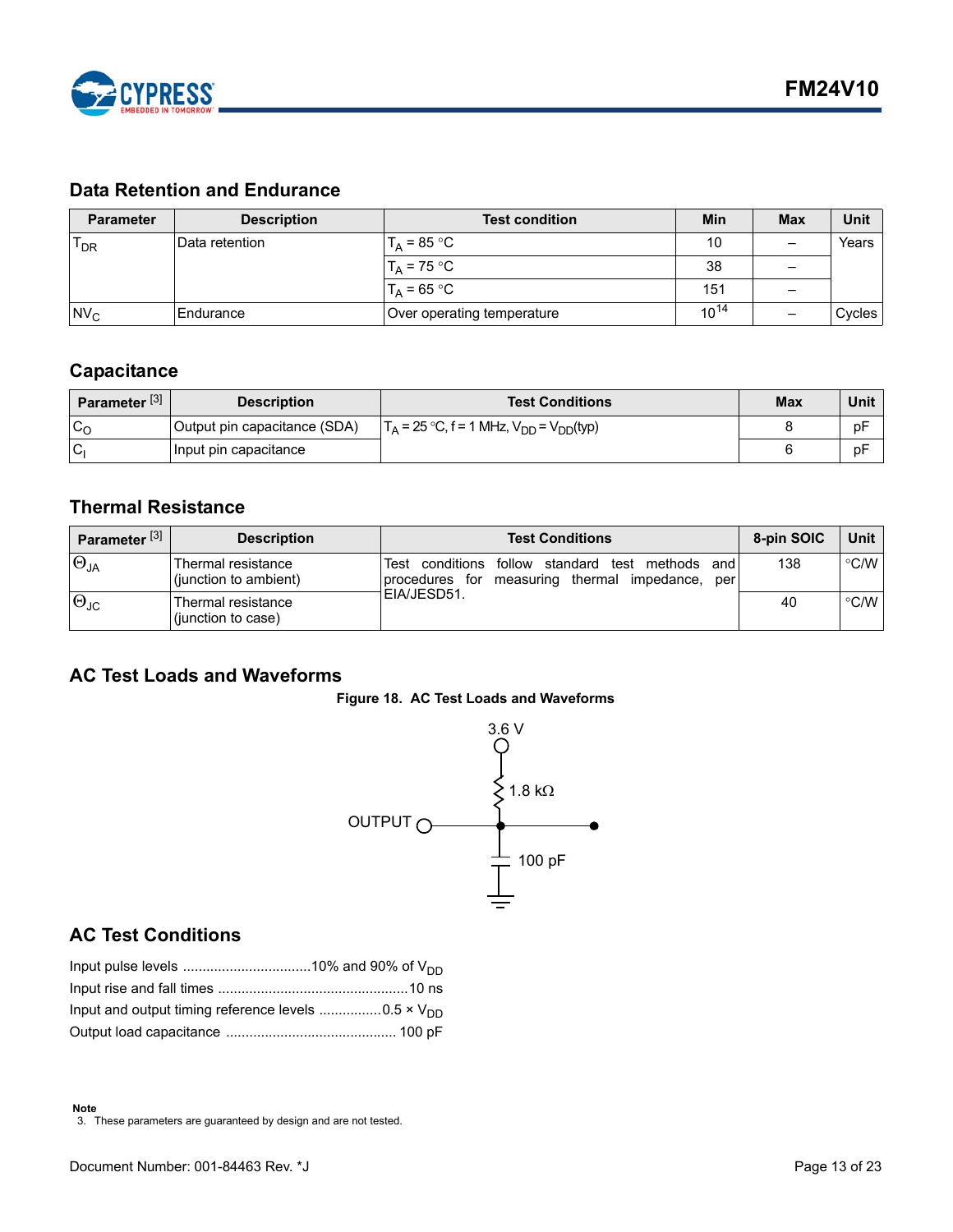## Data Retention and Endurance

| Parameter | Description | Test condition | Min | Max | Unit |
|---|---|---|---|---|---|
| $T_{DR}$ | Data retention | $T_A$ = 85 °C | 10 | – | Years |
| | | $T_A$ = 75 °C | 38 | – | |
| | | $T_A$ = 65 °C | 151 | – | |
| $NV_C$ | Endurance | Over operating temperature | $10^{14}$ | – | Cycles |

## Capacitance

| Parameter [3] | Description | Test Conditions | Max | Unit |
|---|---|---|---|---|
| $C_O$ | Output pin capacitance (SDA) | $T_A$ = 25 °C, f = 1 MHz, $V_{DD}$ = $V_{DD}$(typ) | 8 | pF |
| $C_I$ | Input pin capacitance | | 6 | pF |

## Thermal Resistance

| Parameter [3] | Description | Test Conditions | 8-pin SOIC | Unit |
|---|---|---|---|---|
| $\Theta_{JA}$ | Thermal resistance (junction to ambient) | Test conditions follow standard test methods and procedures for measuring thermal impedance, per EIA/JESD51. | 138 | °C/W |
| $\Theta_{JC}$ | Thermal resistance (junction to case) | | 40 | °C/W |

## AC Test Loads and Waveforms

**Figure 18. AC Test Loads and Waveforms**

3.6 V

1.8 kΩ

OUTPUT

100 pF

## AC Test Conditions

Input pulse levels ................................10% and 90% of $V_{DD}$
Input rise and fall times ................................................10 ns
Input and output timing reference levels ................0.5 × $V_{DD}$
Output load capacitance ............................................ 100 pF

**Note**
3. These parameters are guaranteed by design and are not tested.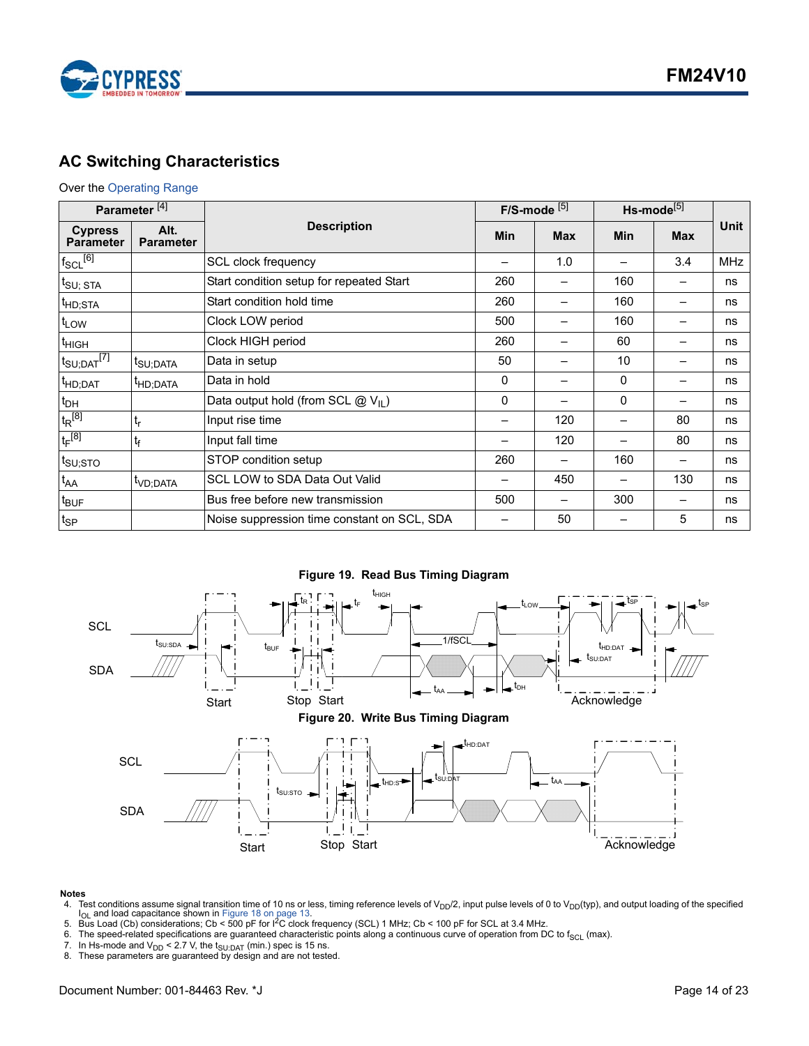## AC Switching Characteristics

Over the Operating Range

| Parameter [4] | | Description | F/S-mode [5] | | Hs-mode[5] | | Unit |
|---|---|---|---|---|---|---|---|
| Cypress Parameter | Alt. Parameter | | Min | Max | Min | Max | |
| $f_{SCL}$[6] | | SCL clock frequency | – | 1.0 | – | 3.4 | MHz |
| $t_{SU; STA}$ | | Start condition setup for repeated Start | 260 | – | 160 | – | ns |
| $t_{HD;STA}$ | | Start condition hold time | 260 | – | 160 | – | ns |
| $t_{LOW}$ | | Clock LOW period | 500 | – | 160 | – | ns |
| $t_{HIGH}$ | | Clock HIGH period | 260 | – | 60 | – | ns |
| $t_{SU;DAT}$[7] | $t_{SU;DATA}$ | Data in setup | 50 | – | 10 | – | ns |
| $t_{HD;DAT}$ | $t_{HD;DATA}$ | Data in hold | 0 | – | 0 | – | ns |
| $t_{DH}$ | | Data output hold (from SCL @ $V_{IL}$) | 0 | – | 0 | – | ns |
| $t_R$[8] | $t_r$ | Input rise time | – | 120 | – | 80 | ns |
| $t_F$[8] | $t_f$ | Input fall time | – | 120 | – | 80 | ns |
| $t_{SU;STO}$ | | STOP condition setup | 260 | – | 160 | – | ns |
| $t_{AA}$ | $t_{VD;DATA}$ | SCL LOW to SDA Data Out Valid | – | 450 | – | 130 | ns |
| $t_{BUF}$ | | Bus free before new transmission | 500 | – | 300 | – | ns |
| $t_{SP}$ | | Noise suppression time constant on SCL, SDA | – | 50 | – | 5 | ns |

**Figure 19. Read Bus Timing Diagram**

**Figure 20. Write Bus Timing Diagram**

**Notes**

4. Test conditions assume signal transition time of 10 ns or less, timing reference levels of $V_{DD}/2$, input pulse levels of 0 to $V_{DD}$(typ), and output loading of the specified $I_{OL}$ and load capacitance shown in Figure 18 on page 13.
5. Bus Load (Cb) considerations; Cb < 500 pF for I$^2$C clock frequency (SCL) 1 MHz; Cb < 100 pF for SCL at 3.4 MHz.
6. The speed-related specifications are guaranteed characteristic points along a continuous curve of operation from DC to $f_{SCL}$ (max).
7. In Hs-mode and $V_{DD}$ < 2.7 V, the $t_{SU:DAT}$ (min.) spec is 15 ns.
8. These parameters are guaranteed by design and are not tested.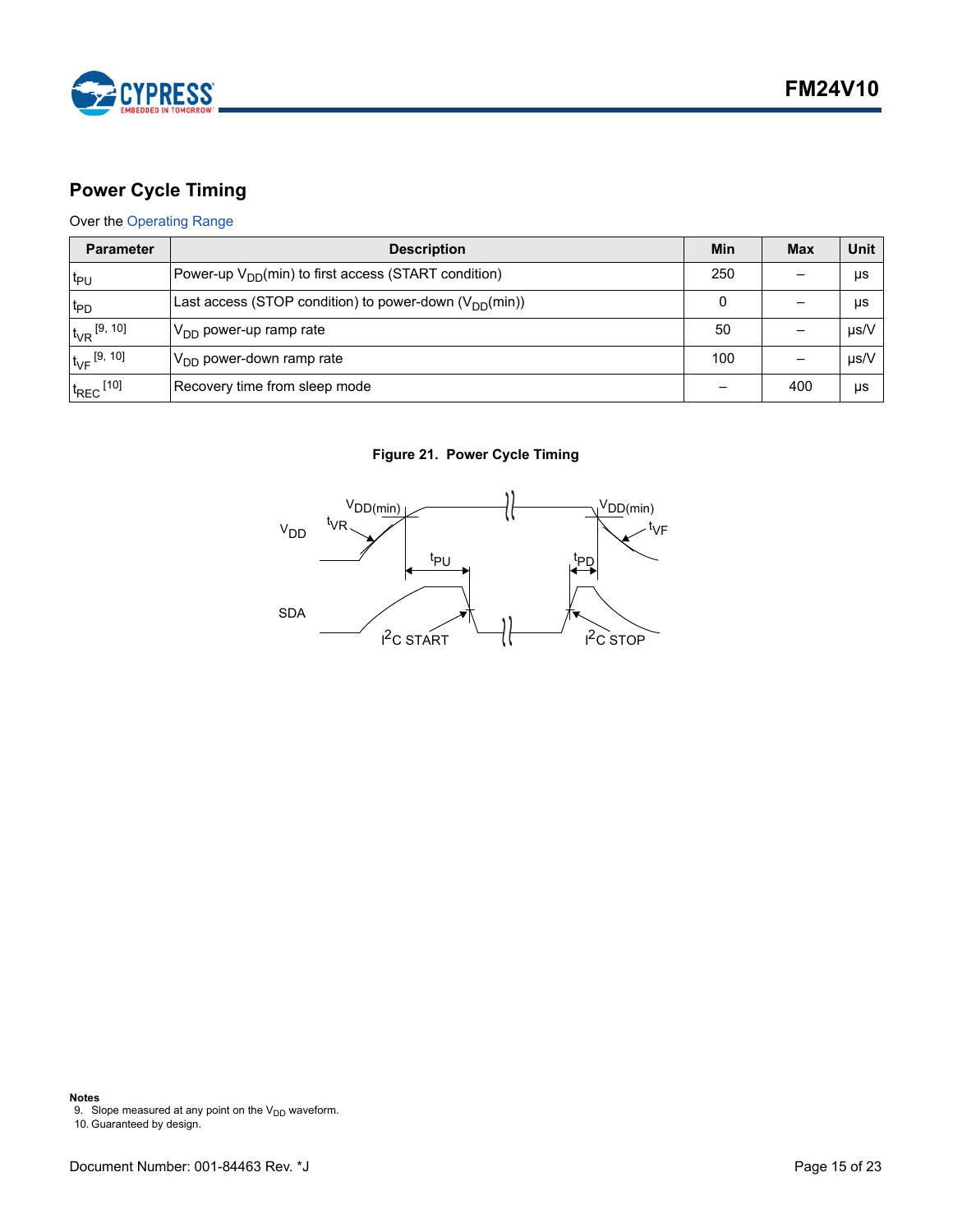## Power Cycle Timing

Over the Operating Range

| Parameter | Description | Min | Max | Unit |
|---|---|---|---|---|
| $t_{PU}$ | Power-up $V_{DD}$(min) to first access (START condition) | 250 | – | µs |
| $t_{PD}$ | Last access (STOP condition) to power-down ($V_{DD}$(min)) | 0 | – | µs |
| $t_{VR}$ [9, 10] | $V_{DD}$ power-up ramp rate | 50 | – | µs/V |
| $t_{VF}$ [9, 10] | $V_{DD}$ power-down ramp rate | 100 | – | µs/V |
| $t_{REC}$ [10] | Recovery time from sleep mode | – | 400 | µs |

**Figure 21. Power Cycle Timing**

**Notes**

9. Slope measured at any point on the $V_{DD}$ waveform.
10. Guaranteed by design.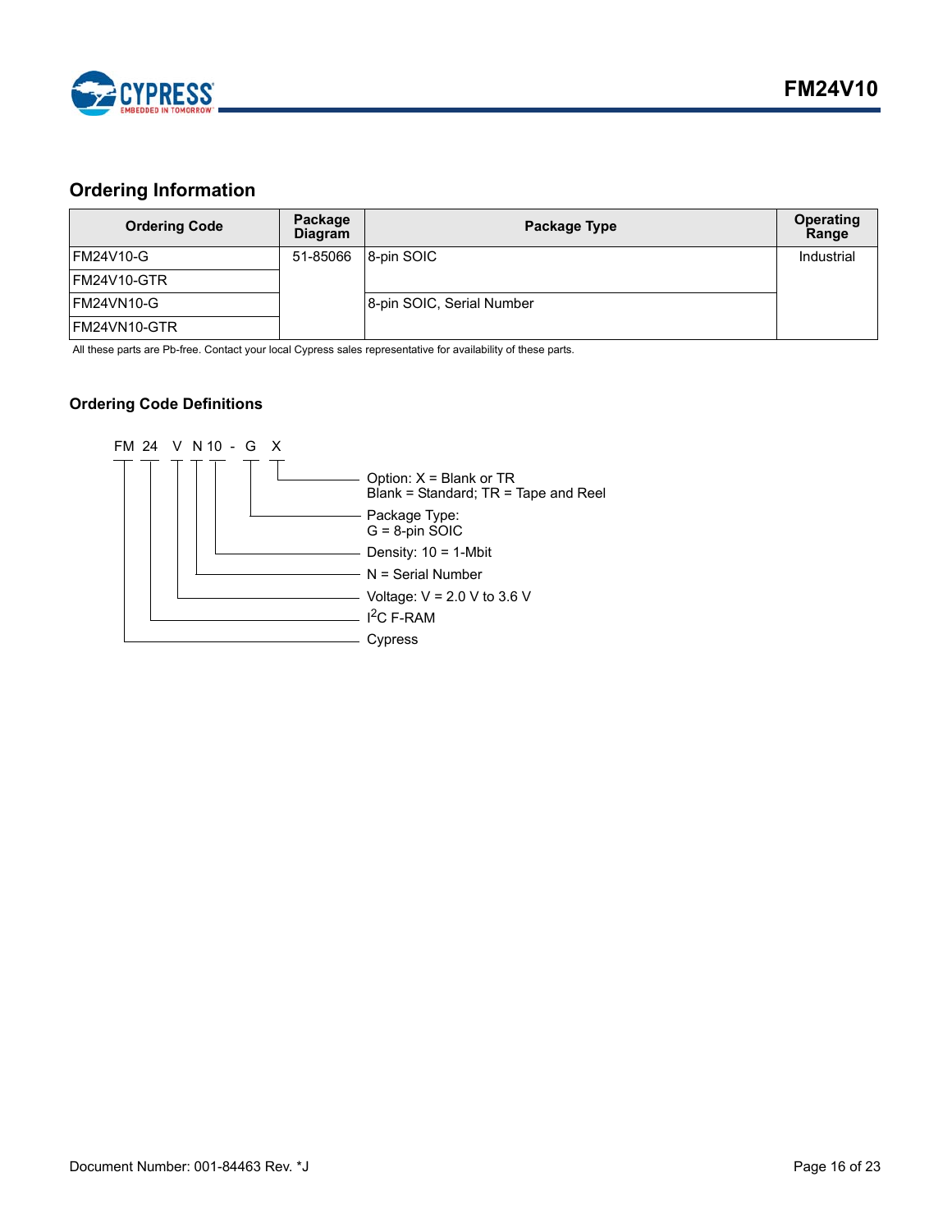## Ordering Information

| Ordering Code | Package Diagram | Package Type | Operating Range |
|---|---|---|---|
| FM24V10-G | 51-85066 | 8-pin SOIC | Industrial |
| FM24V10-GTR | | | |
| FM24VN10-G | | 8-pin SOIC, Serial Number | |
| FM24VN10-GTR | | | |

All these parts are Pb-free. Contact your local Cypress sales representative for availability of these parts.

### Ordering Code Definitions

FM 24 V N 10 - G X

- X — Option: X = Blank or TR; Blank = Standard; TR = Tape and Reel
- G — Package Type: G = 8-pin SOIC
- 10 — Density: 10 = 1-Mbit
- N — N = Serial Number
- V — Voltage: V = 2.0 V to 3.6 V
- 24 — $I^2C$ F-RAM
- FM — Cypress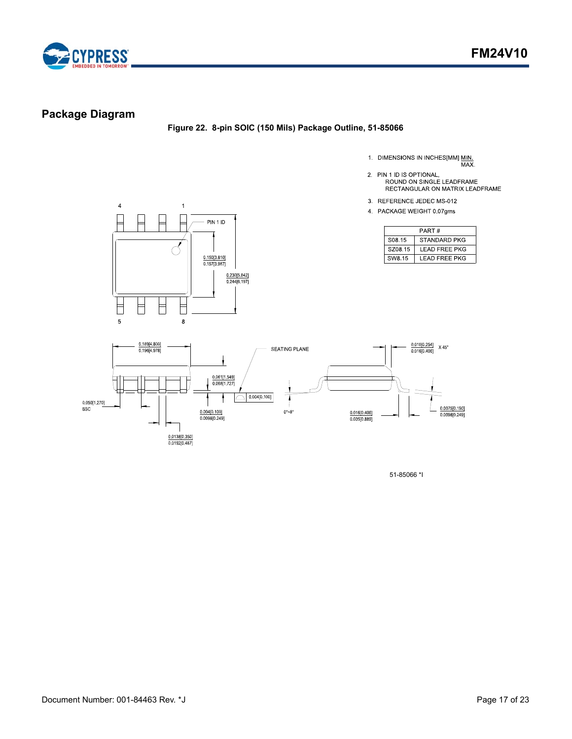## Package Diagram

**Figure 22. 8-pin SOIC (150 Mils) Package Outline, 51-85066**

1. DIMENSIONS IN INCHES[MM] MIN. / MAX.
2. PIN 1 ID IS OPTIONAL, ROUND ON SINGLE LEADFRAME RECTANGULAR ON MATRIX LEADFRAME
3. REFERENCE JEDEC MS-012
4. PACKAGE WEIGHT 0.07gms

| PART # | |
|---|---|
| S08.15 | STANDARD PKG |
| SZ08.15 | LEAD FREE PKG |
| SW8.15 | LEAD FREE PKG |

PIN 1 ID

0.150[3.810] / 0.157[3.987]

0.230[5.842] / 0.244[6.197]

0.189[4.800] / 0.196[4.978]

SEATING PLANE

0.010[0.254] / 0.016[0.406] X 45°

0.061[1.549] / 0.068[1.727]

0.004[0.100]

0.050[1.270] BSC

0.004[0.100] / 0.0098[0.249]

0°~8°

0.016[0.406] / 0.035[0.889]

0.0075[0.190] / 0.0098[0.249]

0.0138[0.350] / 0.0192[0.487]

51-85066 *I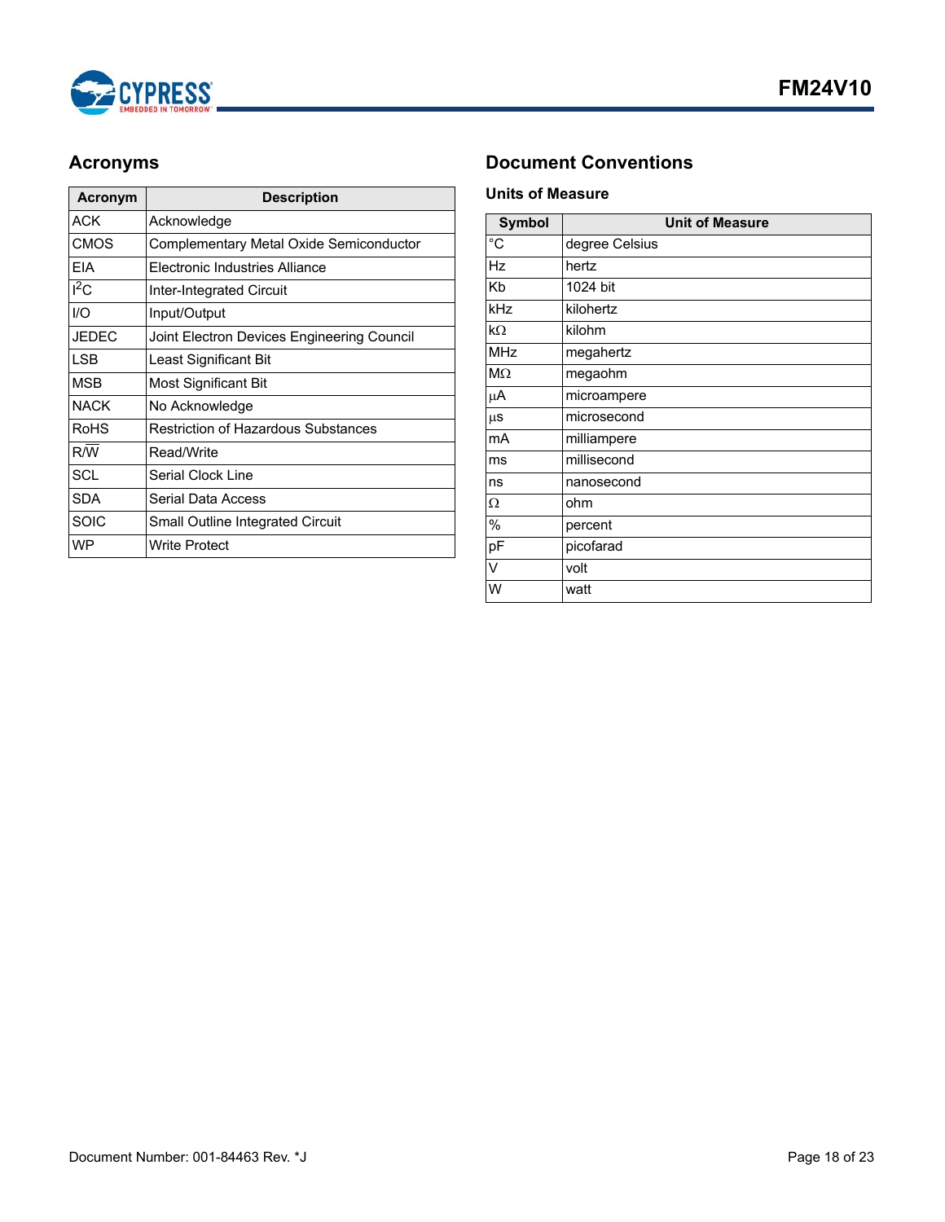## Acronyms

| Acronym | Description |
|---|---|
| ACK | Acknowledge |
| CMOS | Complementary Metal Oxide Semiconductor |
| EIA | Electronic Industries Alliance |
| $I^2C$ | Inter-Integrated Circuit |
| I/O | Input/Output |
| JEDEC | Joint Electron Devices Engineering Council |
| LSB | Least Significant Bit |
| MSB | Most Significant Bit |
| NACK | No Acknowledge |
| RoHS | Restriction of Hazardous Substances |
| $R/\overline{W}$ | Read/Write |
| SCL | Serial Clock Line |
| SDA | Serial Data Access |
| SOIC | Small Outline Integrated Circuit |
| WP | Write Protect |

## Document Conventions

### Units of Measure

| Symbol | Unit of Measure |
|---|---|
| °C | degree Celsius |
| Hz | hertz |
| Kb | 1024 bit |
| kHz | kilohertz |
| kΩ | kilohm |
| MHz | megahertz |
| MΩ | megaohm |
| µA | microampere |
| µs | microsecond |
| mA | milliampere |
| ms | millisecond |
| ns | nanosecond |
| Ω | ohm |
| % | percent |
| pF | picofarad |
| V | volt |
| W | watt |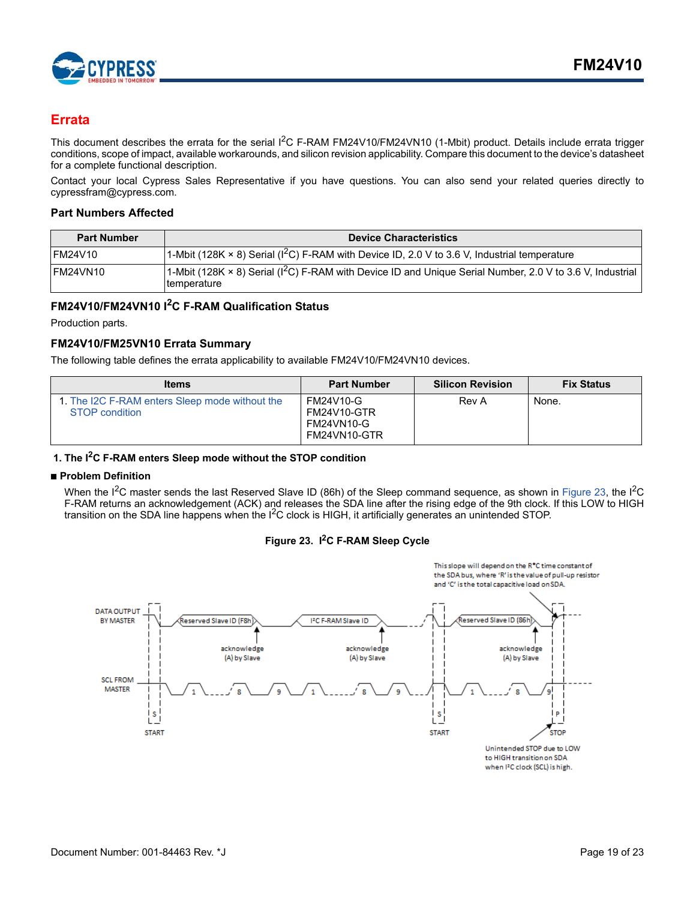# Errata

This document describes the errata for the serial I$^2$C F-RAM FM24V10/FM24VN10 (1-Mbit) product. Details include errata trigger conditions, scope of impact, available workarounds, and silicon revision applicability. Compare this document to the device's datasheet for a complete functional description.

Contact your local Cypress Sales Representative if you have questions. You can also send your related queries directly to cypressfram@cypress.com.

### Part Numbers Affected

| Part Number | Device Characteristics |
|---|---|
| FM24V10 | 1-Mbit (128K × 8) Serial (I$^2$C) F-RAM with Device ID, 2.0 V to 3.6 V, Industrial temperature |
| FM24VN10 | 1-Mbit (128K × 8) Serial (I$^2$C) F-RAM with Device ID and Unique Serial Number, 2.0 V to 3.6 V, Industrial temperature |

### FM24V10/FM24VN10 I$^2$C F-RAM Qualification Status

Production parts.

### FM24V10/FM25VN10 Errata Summary

The following table defines the errata applicability to available FM24V10/FM24VN10 devices.

| Items | Part Number | Silicon Revision | Fix Status |
|---|---|---|---|
| 1. The I2C F-RAM enters Sleep mode without the STOP condition | FM24V10-G<br>FM24V10-GTR<br>FM24VN10-G<br>FM24VN10-GTR | Rev A | None. |

#### 1. The I$^2$C F-RAM enters Sleep mode without the STOP condition

■ **Problem Definition**

When the I$^2$C master sends the last Reserved Slave ID (86h) of the Sleep command sequence, as shown in Figure 23, the I$^2$C F-RAM returns an acknowledgement (ACK) and releases the SDA line after the rising edge of the 9th clock. If this LOW to HIGH transition on the SDA line happens when the I$^2$C clock is HIGH, it artificially generates an unintended STOP.

**Figure 23. I$^2$C F-RAM Sleep Cycle**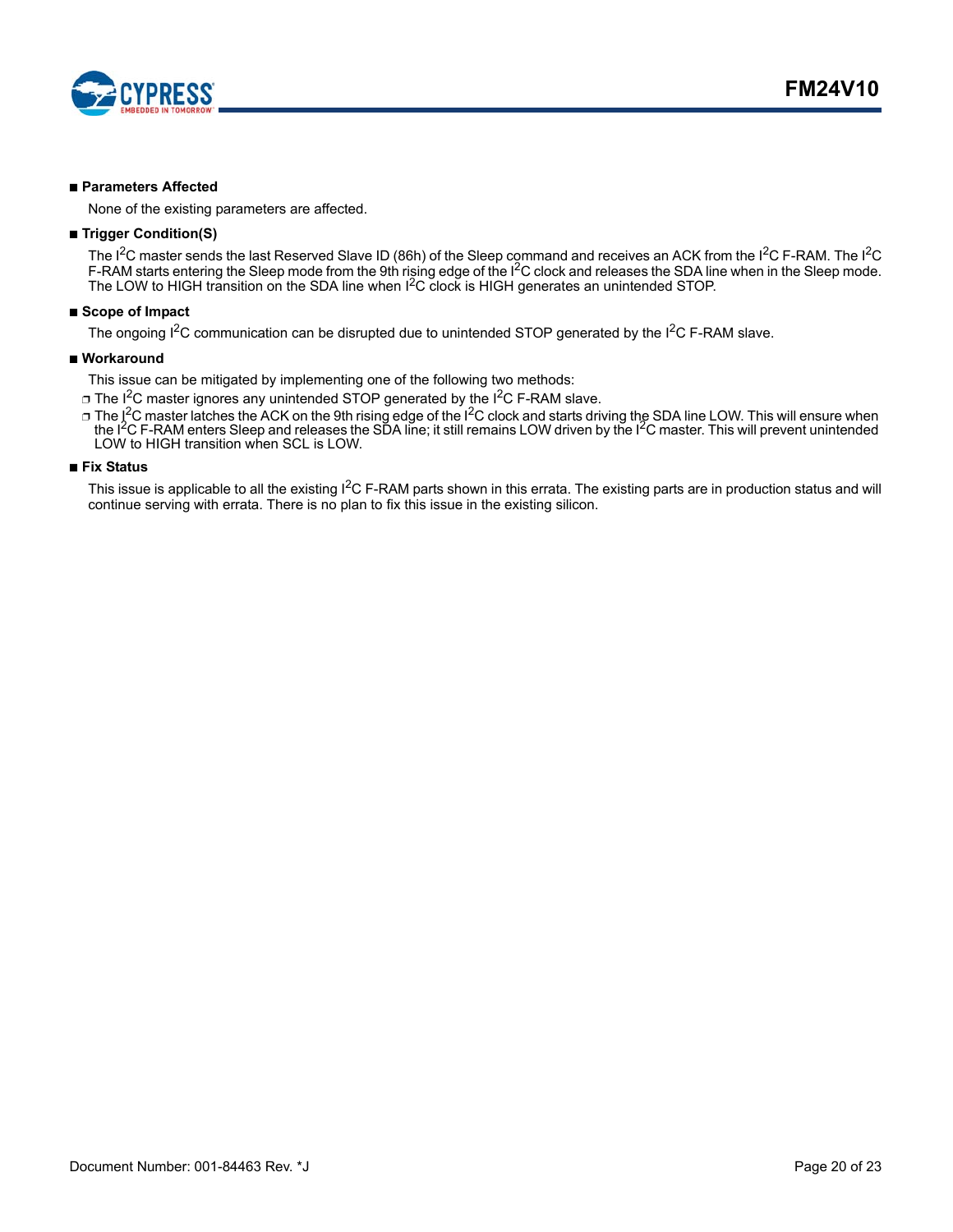- **Parameters Affected**

  None of the existing parameters are affected.

- **Trigger Condition(S)**

  The $I^2C$ master sends the last Reserved Slave ID (86h) of the Sleep command and receives an ACK from the $I^2C$ F-RAM. The $I^2C$ F-RAM starts entering the Sleep mode from the 9th rising edge of the $I^2C$ clock and releases the SDA line when in the Sleep mode. The LOW to HIGH transition on the SDA line when $I^2C$ clock is HIGH generates an unintended STOP.

- **Scope of Impact**

  The ongoing $I^2C$ communication can be disrupted due to unintended STOP generated by the $I^2C$ F-RAM slave.

- **Workaround**

  This issue can be mitigated by implementing one of the following two methods:

  - The $I^2C$ master ignores any unintended STOP generated by the $I^2C$ F-RAM slave.
  - The $I^2C$ master latches the ACK on the 9th rising edge of the $I^2C$ clock and starts driving the SDA line LOW. This will ensure when the $I^2C$ F-RAM enters Sleep and releases the SDA line; it still remains LOW driven by the $I^2C$ master. This will prevent unintended LOW to HIGH transition when SCL is LOW.

- **Fix Status**

  This issue is applicable to all the existing $I^2C$ F-RAM parts shown in this errata. The existing parts are in production status and will continue serving with errata. There is no plan to fix this issue in the existing silicon.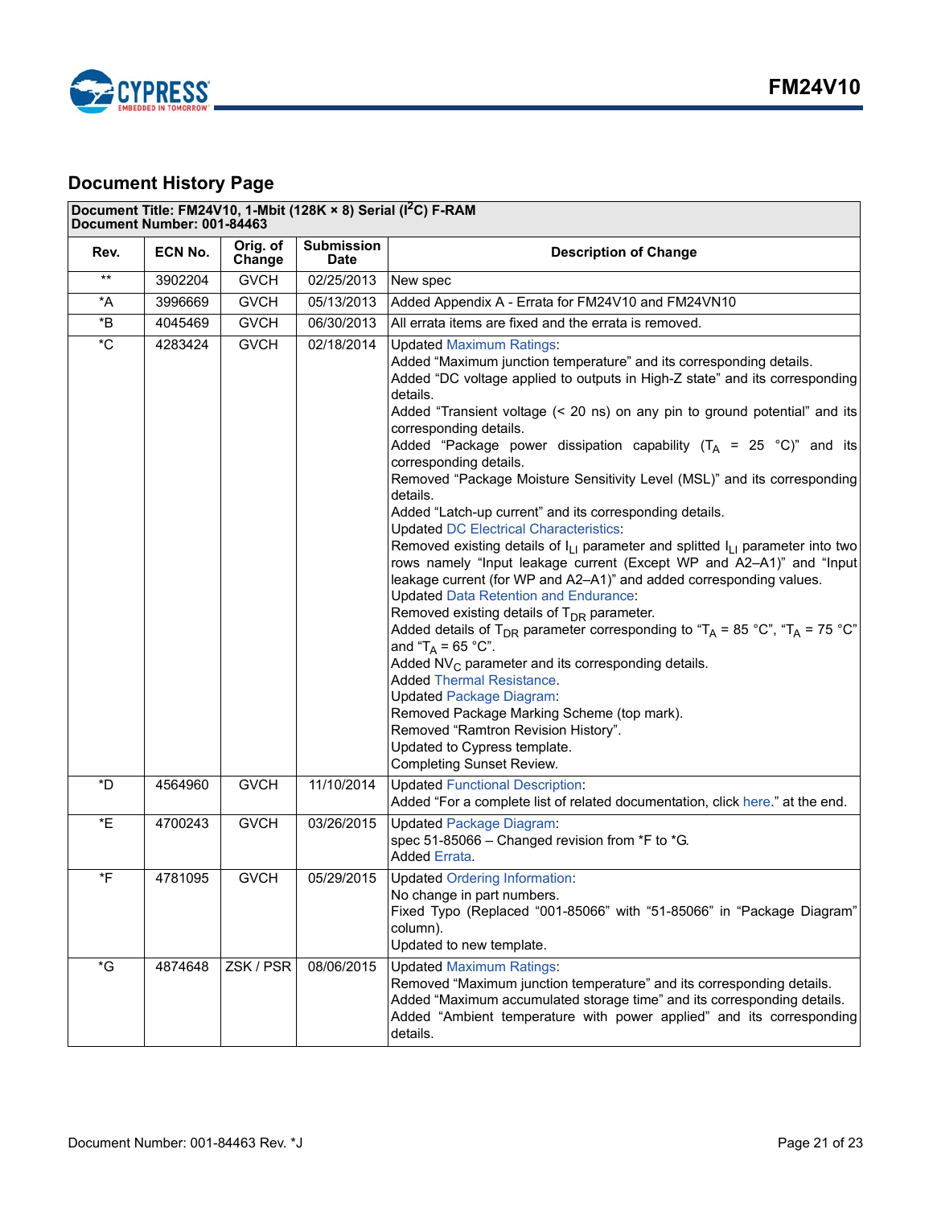## Document History Page

| Document Title: FM24V10, 1-Mbit (128K × 8) Serial ($I^2C$) F-RAM<br>Document Number: 001-84463 | | | | |
|---|---|---|---|---|
| **Rev.** | **ECN No.** | **Orig. of Change** | **Submission Date** | **Description of Change** |
| ** | 3902204 | GVCH | 02/25/2013 | New spec |
| *A | 3996669 | GVCH | 05/13/2013 | Added Appendix A - Errata for FM24V10 and FM24VN10 |
| *B | 4045469 | GVCH | 06/30/2013 | All errata items are fixed and the errata is removed. |
| *C | 4283424 | GVCH | 02/18/2014 | Updated Maximum Ratings:<br>Added "Maximum junction temperature" and its corresponding details.<br>Added "DC voltage applied to outputs in High-Z state" and its corresponding details.<br>Added "Transient voltage (< 20 ns) on any pin to ground potential" and its corresponding details.<br>Added "Package power dissipation capability ($T_A$ = 25 °C)" and its corresponding details.<br>Removed "Package Moisture Sensitivity Level (MSL)" and its corresponding details.<br>Added "Latch-up current" and its corresponding details.<br>Updated DC Electrical Characteristics:<br>Removed existing details of $I_{LI}$ parameter and splitted $I_{LI}$ parameter into two rows namely "Input leakage current (Except WP and A2–A1)" and "Input leakage current (for WP and A2–A1)" and added corresponding values.<br>Updated Data Retention and Endurance:<br>Removed existing details of $T_{DR}$ parameter.<br>Added details of $T_{DR}$ parameter corresponding to "$T_A$ = 85 °C", "$T_A$ = 75 °C" and "$T_A$ = 65 °C".<br>Added $NV_C$ parameter and its corresponding details.<br>Added Thermal Resistance.<br>Updated Package Diagram:<br>Removed Package Marking Scheme (top mark).<br>Removed "Ramtron Revision History".<br>Updated to Cypress template.<br>Completing Sunset Review. |
| *D | 4564960 | GVCH | 11/10/2014 | Updated Functional Description:<br>Added "For a complete list of related documentation, click here." at the end. |
| *E | 4700243 | GVCH | 03/26/2015 | Updated Package Diagram:<br>spec 51-85066 – Changed revision from *F to *G.<br>Added Errata. |
| *F | 4781095 | GVCH | 05/29/2015 | Updated Ordering Information:<br>No change in part numbers.<br>Fixed Typo (Replaced "001-85066" with "51-85066" in "Package Diagram" column).<br>Updated to new template. |
| *G | 4874648 | ZSK / PSR | 08/06/2015 | Updated Maximum Ratings:<br>Removed "Maximum junction temperature" and its corresponding details.<br>Added "Maximum accumulated storage time" and its corresponding details.<br>Added "Ambient temperature with power applied" and its corresponding details. |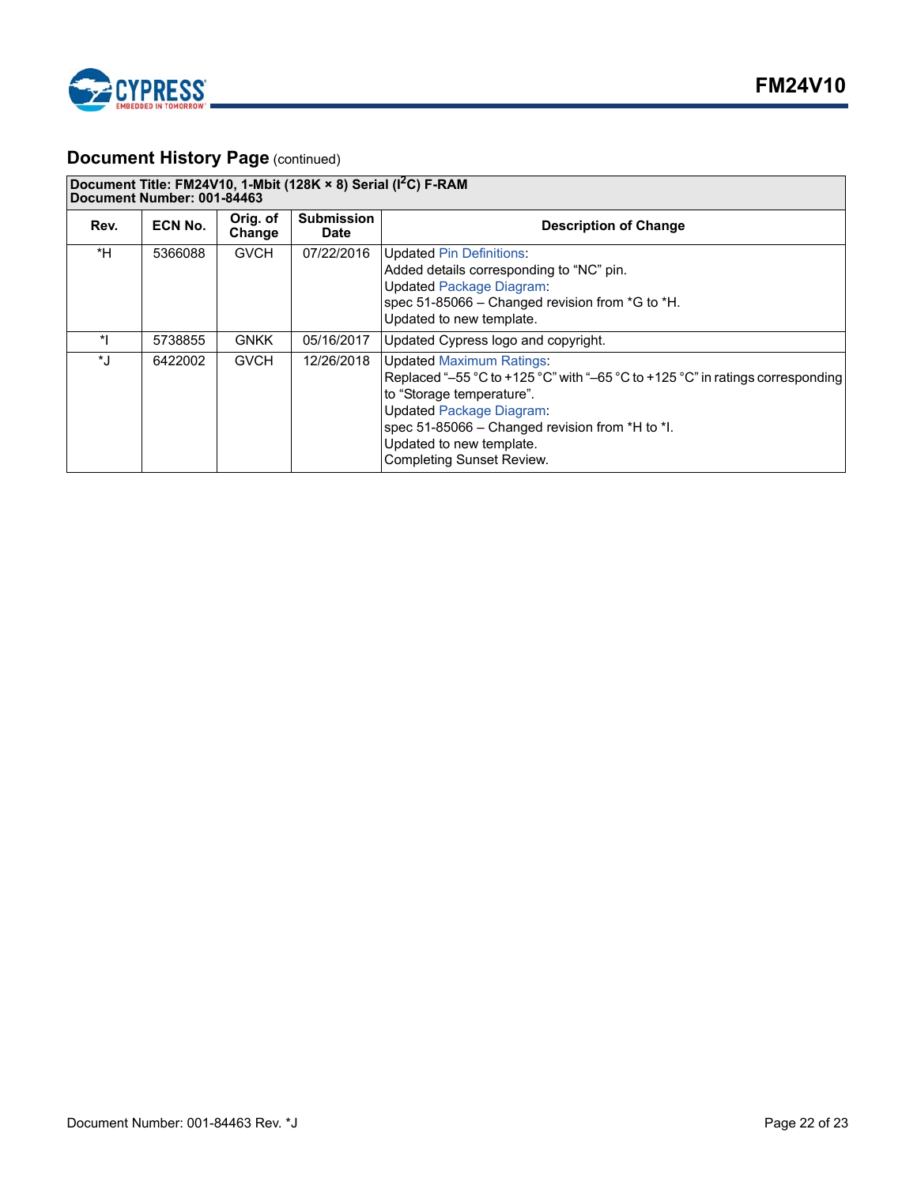## Document History Page (continued)

**Document Title: FM24V10, 1-Mbit (128K × 8) Serial ($I^2C$) F-RAM**
**Document Number: 001-84463**

| Rev. | ECN No. | Orig. of Change | Submission Date | Description of Change |
|---|---|---|---|---|
| *H | 5366088 | GVCH | 07/22/2016 | Updated Pin Definitions:<br>Added details corresponding to "NC" pin.<br>Updated Package Diagram:<br>spec 51-85066 – Changed revision from *G to *H.<br>Updated to new template. |
| *I | 5738855 | GNKK | 05/16/2017 | Updated Cypress logo and copyright. |
| *J | 6422002 | GVCH | 12/26/2018 | Updated Maximum Ratings:<br>Replaced "–55 °C to +125 °C" with "–65 °C to +125 °C" in ratings corresponding to "Storage temperature".<br>Updated Package Diagram:<br>spec 51-85066 – Changed revision from *H to *I.<br>Updated to new template.<br>Completing Sunset Review. |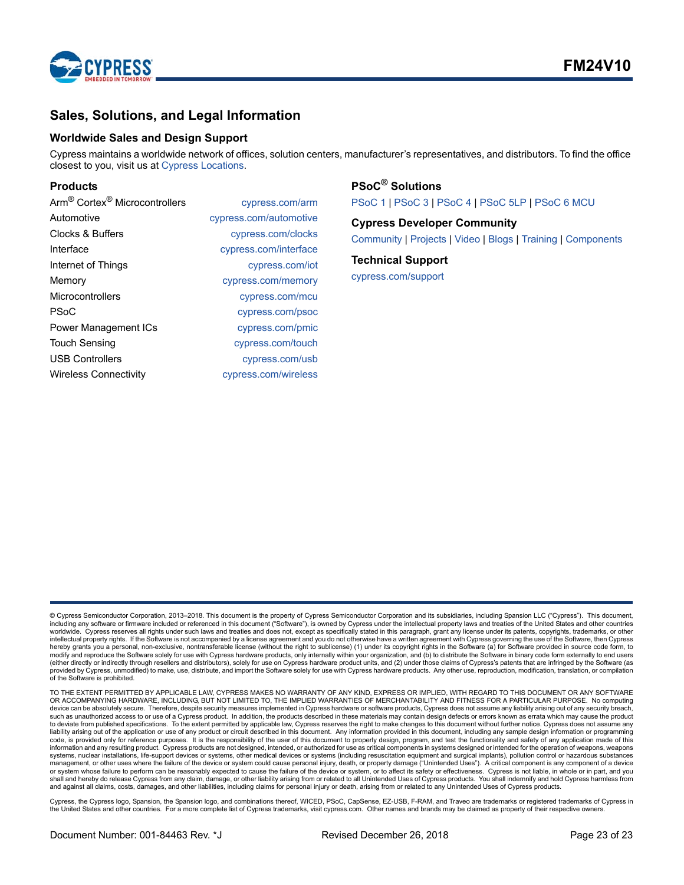## Sales, Solutions, and Legal Information

### Worldwide Sales and Design Support

Cypress maintains a worldwide network of offices, solution centers, manufacturer's representatives, and distributors. To find the office closest to you, visit us at Cypress Locations.

### Products

| | |
|---|---|
| Arm® Cortex® Microcontrollers | cypress.com/arm |
| Automotive | cypress.com/automotive |
| Clocks & Buffers | cypress.com/clocks |
| Interface | cypress.com/interface |
| Internet of Things | cypress.com/iot |
| Memory | cypress.com/memory |
| Microcontrollers | cypress.com/mcu |
| PSoC | cypress.com/psoc |
| Power Management ICs | cypress.com/pmic |
| Touch Sensing | cypress.com/touch |
| USB Controllers | cypress.com/usb |
| Wireless Connectivity | cypress.com/wireless |

### PSoC® Solutions

PSoC 1 | PSoC 3 | PSoC 4 | PSoC 5LP | PSoC 6 MCU

### Cypress Developer Community

Community | Projects | Video | Blogs | Training | Components

### Technical Support

cypress.com/support

© Cypress Semiconductor Corporation, 2013–2018. This document is the property of Cypress Semiconductor Corporation and its subsidiaries, including Spansion LLC ("Cypress"). This document, including any software or firmware included or referenced in this document ("Software"), is owned by Cypress under the intellectual property laws and treaties of the United States and other countries worldwide. Cypress reserves all rights under such laws and treaties and does not, except as specifically stated in this paragraph, grant any license under its patents, copyrights, trademarks, or other intellectual property rights. If the Software is not accompanied by a license agreement and you do not otherwise have a written agreement with Cypress governing the use of the Software, then Cypress hereby grants you a personal, non-exclusive, nontransferable license (without the right to sublicense) (1) under its copyright rights in the Software (a) for Software provided in source code form, to modify and reproduce the Software solely for use with Cypress hardware products, only internally within your organization, and (b) to distribute the Software in binary code form externally to end users (either directly or indirectly through resellers and distributors), solely for use on Cypress hardware product units, and (2) under those claims of Cypress's patents that are infringed by the Software (as provided by Cypress, unmodified) to make, use, distribute, and import the Software solely for use with Cypress hardware products. Any other use, reproduction, modification, translation, or compilation of the Software is prohibited.

TO THE EXTENT PERMITTED BY APPLICABLE LAW, CYPRESS MAKES NO WARRANTY OF ANY KIND, EXPRESS OR IMPLIED, WITH REGARD TO THIS DOCUMENT OR ANY SOFTWARE OR ACCOMPANYING HARDWARE, INCLUDING, BUT NOT LIMITED TO, THE IMPLIED WARRANTIES OF MERCHANTABILITY AND FITNESS FOR A PARTICULAR PURPOSE. No computing device can be absolutely secure. Therefore, despite security measures implemented in Cypress hardware or software products, Cypress does not assume any liability arising out of any security breach, such as unauthorized access to or use of a Cypress product. In addition, the products described in these materials may contain design defects or errors known as errata which may cause the product to deviate from published specifications. To the extent permitted by applicable law, Cypress reserves the right to make changes to this document without further notice. Cypress does not assume any liability arising out of the application or use of any product or circuit described in this document. Any information provided in this document, including any sample design information or programming code, is provided only for reference purposes. It is the responsibility of the user of this document to properly design, program, and test the functionality and safety of any application made of this information and any resulting product. Cypress products are not designed, intended, or authorized for use as critical components in systems designed or intended for the operation of weapons, weapons systems, nuclear installations, life-support devices or systems, other medical devices or systems (including resuscitation equipment and surgical implants), pollution control or hazardous substances management, or other uses where the failure of the device or system could cause personal injury, death, or property damage ("Unintended Uses"). A critical component is any component of a device or system whose failure to perform can be reasonably expected to cause the failure of the device or system, or to affect its safety or effectiveness. Cypress is not liable, in whole or in part, and you shall and hereby do release Cypress from any claim, damage, or other liability arising from or related to all Unintended Uses of Cypress products. You shall indemnify and hold Cypress harmless from and against all claims, costs, damages, and other liabilities, including claims for personal injury or death, arising from or related to any Unintended Uses of Cypress products.

Cypress, the Cypress logo, Spansion, the Spansion logo, and combinations thereof, WICED, PSoC, CapSense, EZ-USB, F-RAM, and Traveo are trademarks or registered trademarks of Cypress in the United States and other countries. For a more complete list of Cypress trademarks, visit cypress.com. Other names and brands may be claimed as property of their respective owners.

Document Number: 001-84463 Rev. *J Revised December 26, 2018